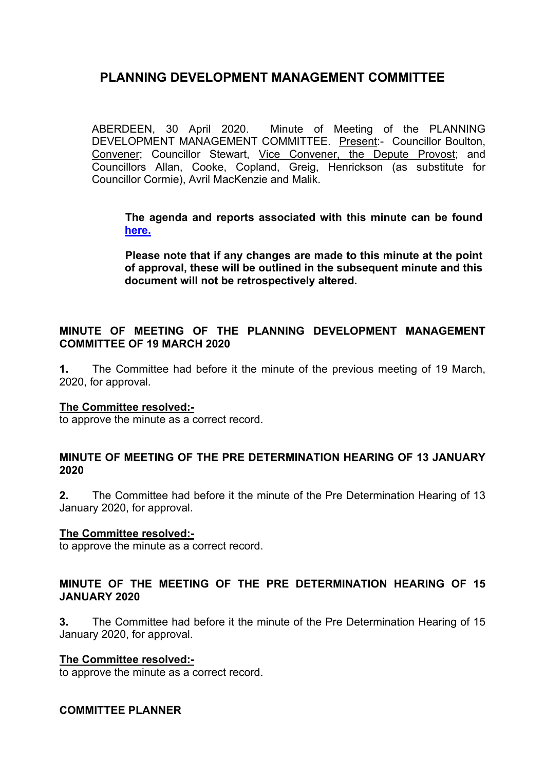# PLANNING DEVELOPMENT MANAGEMENT COMMITTEE

ABERDEEN, 30 April 2020. Minute of Meeting of the PLANNING DEVELOPMENT MANAGEMENT COMMITTEE. Present:- Councillor Boulton, Convener; Councillor Stewart, Vice Convener, the Depute Provost; and Councillors Allan, Cooke, Copland, Greig, Henrickson (as substitute for Councillor Cormie), Avril MacKenzie and Malik.

> **The agenda and reports associated with this minute can be found [here.](here.)**
>
> **Please note that if any changes are made to this minute at the point of approval, these will be outlined in the subsequent minute and this document will not be retrospectively altered.**

## MINUTE OF MEETING OF THE PLANNING DEVELOPMENT MANAGEMENT COMMITTEE OF 19 MARCH 2020

**1.** The Committee had before it the minute of the previous meeting of 19 March, 2020, for approval.

**The Committee resolved:-**
to approve the minute as a correct record.

## MINUTE OF MEETING OF THE PRE DETERMINATION HEARING OF 13 JANUARY 2020

**2.** The Committee had before it the minute of the Pre Determination Hearing of 13 January 2020, for approval.

**The Committee resolved:-**
to approve the minute as a correct record.

## MINUTE OF THE MEETING OF THE PRE DETERMINATION HEARING OF 15 JANUARY 2020

**3.** The Committee had before it the minute of the Pre Determination Hearing of 15 January 2020, for approval.

**The Committee resolved:-**
to approve the minute as a correct record.

## COMMITTEE PLANNER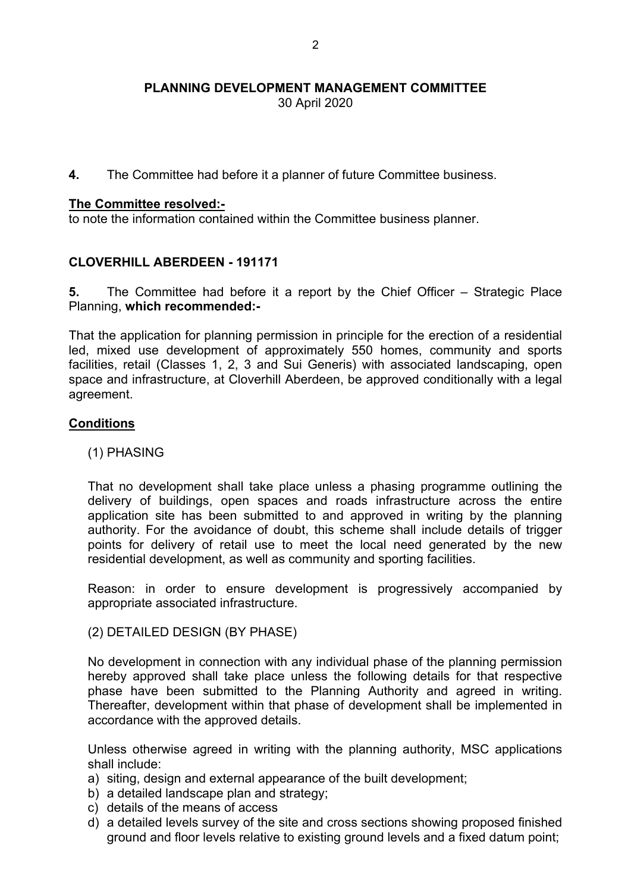**PLANNING DEVELOPMENT MANAGEMENT COMMITTEE**
30 April 2020

**4.** The Committee had before it a planner of future Committee business.

**The Committee resolved:-**
to note the information contained within the Committee business planner.

**CLOVERHILL ABERDEEN - 191171**

**5.** The Committee had before it a report by the Chief Officer – Strategic Place Planning, **which recommended:-**

That the application for planning permission in principle for the erection of a residential led, mixed use development of approximately 550 homes, community and sports facilities, retail (Classes 1, 2, 3 and Sui Generis) with associated landscaping, open space and infrastructure, at Cloverhill Aberdeen, be approved conditionally with a legal agreement.

**Conditions**

(1) PHASING

That no development shall take place unless a phasing programme outlining the delivery of buildings, open spaces and roads infrastructure across the entire application site has been submitted to and approved in writing by the planning authority. For the avoidance of doubt, this scheme shall include details of trigger points for delivery of retail use to meet the local need generated by the new residential development, as well as community and sporting facilities.

Reason: in order to ensure development is progressively accompanied by appropriate associated infrastructure.

(2) DETAILED DESIGN (BY PHASE)

No development in connection with any individual phase of the planning permission hereby approved shall take place unless the following details for that respective phase have been submitted to the Planning Authority and agreed in writing. Thereafter, development within that phase of development shall be implemented in accordance with the approved details.

Unless otherwise agreed in writing with the planning authority, MSC applications shall include:

a) siting, design and external appearance of the built development;
b) a detailed landscape plan and strategy;
c) details of the means of access
d) a detailed levels survey of the site and cross sections showing proposed finished ground and floor levels relative to existing ground levels and a fixed datum point;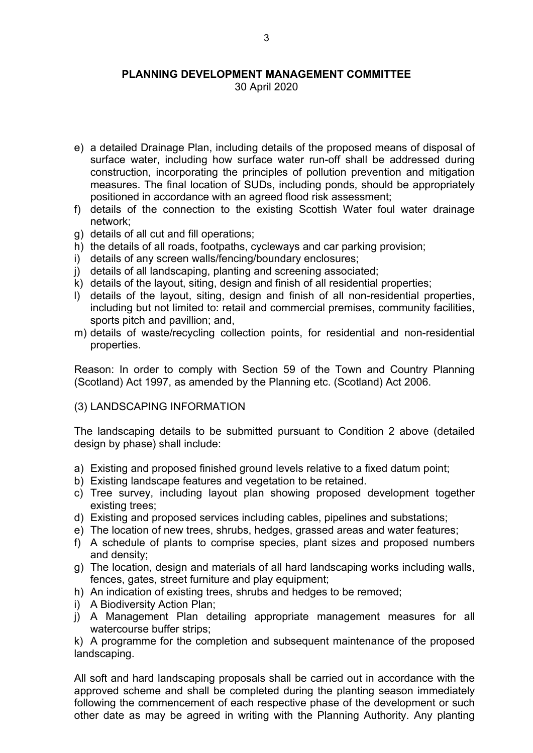**PLANNING DEVELOPMENT MANAGEMENT COMMITTEE**
30 April 2020

e) a detailed Drainage Plan, including details of the proposed means of disposal of surface water, including how surface water run-off shall be addressed during construction, incorporating the principles of pollution prevention and mitigation measures. The final location of SUDs, including ponds, should be appropriately positioned in accordance with an agreed flood risk assessment;
f) details of the connection to the existing Scottish Water foul water drainage network;
g) details of all cut and fill operations;
h) the details of all roads, footpaths, cycleways and car parking provision;
i) details of any screen walls/fencing/boundary enclosures;
j) details of all landscaping, planting and screening associated;
k) details of the layout, siting, design and finish of all residential properties;
l) details of the layout, siting, design and finish of all non-residential properties, including but not limited to: retail and commercial premises, community facilities, sports pitch and pavillion; and,
m) details of waste/recycling collection points, for residential and non-residential properties.

Reason: In order to comply with Section 59 of the Town and Country Planning (Scotland) Act 1997, as amended by the Planning etc. (Scotland) Act 2006.

(3) LANDSCAPING INFORMATION

The landscaping details to be submitted pursuant to Condition 2 above (detailed design by phase) shall include:

a) Existing and proposed finished ground levels relative to a fixed datum point;
b) Existing landscape features and vegetation to be retained.
c) Tree survey, including layout plan showing proposed development together existing trees;
d) Existing and proposed services including cables, pipelines and substations;
e) The location of new trees, shrubs, hedges, grassed areas and water features;
f) A schedule of plants to comprise species, plant sizes and proposed numbers and density;
g) The location, design and materials of all hard landscaping works including walls, fences, gates, street furniture and play equipment;
h) An indication of existing trees, shrubs and hedges to be removed;
i) A Biodiversity Action Plan;
j) A Management Plan detailing appropriate management measures for all watercourse buffer strips;
k) A programme for the completion and subsequent maintenance of the proposed landscaping.

All soft and hard landscaping proposals shall be carried out in accordance with the approved scheme and shall be completed during the planting season immediately following the commencement of each respective phase of the development or such other date as may be agreed in writing with the Planning Authority. Any planting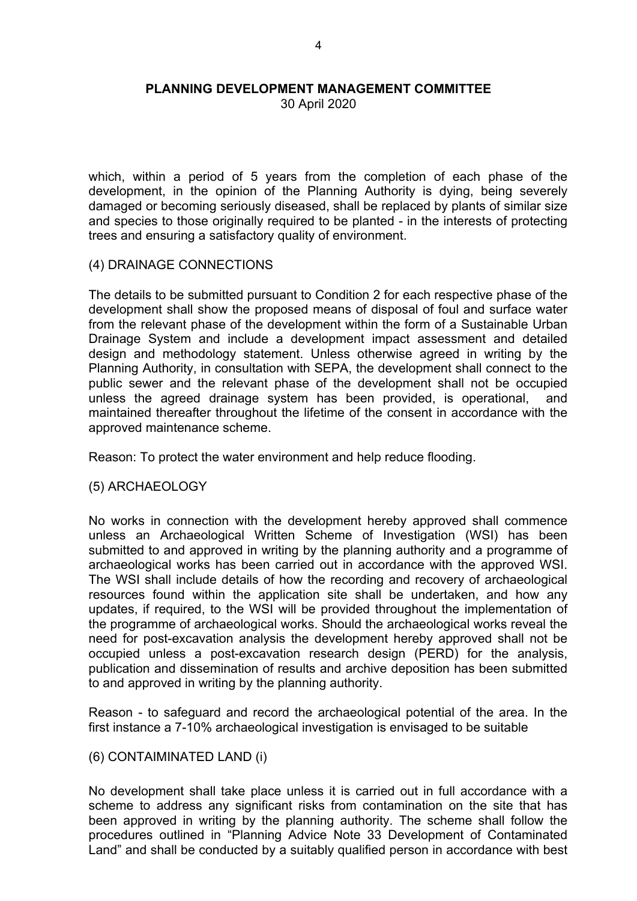which, within a period of 5 years from the completion of each phase of the development, in the opinion of the Planning Authority is dying, being severely damaged or becoming seriously diseased, shall be replaced by plants of similar size and species to those originally required to be planted - in the interests of protecting trees and ensuring a satisfactory quality of environment.

(4) DRAINAGE CONNECTIONS

The details to be submitted pursuant to Condition 2 for each respective phase of the development shall show the proposed means of disposal of foul and surface water from the relevant phase of the development within the form of a Sustainable Urban Drainage System and include a development impact assessment and detailed design and methodology statement. Unless otherwise agreed in writing by the Planning Authority, in consultation with SEPA, the development shall connect to the public sewer and the relevant phase of the development shall not be occupied unless the agreed drainage system has been provided, is operational, and maintained thereafter throughout the lifetime of the consent in accordance with the approved maintenance scheme.

Reason: To protect the water environment and help reduce flooding.

(5) ARCHAEOLOGY

No works in connection with the development hereby approved shall commence unless an Archaeological Written Scheme of Investigation (WSI) has been submitted to and approved in writing by the planning authority and a programme of archaeological works has been carried out in accordance with the approved WSI. The WSI shall include details of how the recording and recovery of archaeological resources found within the application site shall be undertaken, and how any updates, if required, to the WSI will be provided throughout the implementation of the programme of archaeological works. Should the archaeological works reveal the need for post-excavation analysis the development hereby approved shall not be occupied unless a post-excavation research design (PERD) for the analysis, publication and dissemination of results and archive deposition has been submitted to and approved in writing by the planning authority.

Reason - to safeguard and record the archaeological potential of the area. In the first instance a 7-10% archaeological investigation is envisaged to be suitable

(6) CONTAIMINATED LAND (i)

No development shall take place unless it is carried out in full accordance with a scheme to address any significant risks from contamination on the site that has been approved in writing by the planning authority. The scheme shall follow the procedures outlined in "Planning Advice Note 33 Development of Contaminated Land" and shall be conducted by a suitably qualified person in accordance with best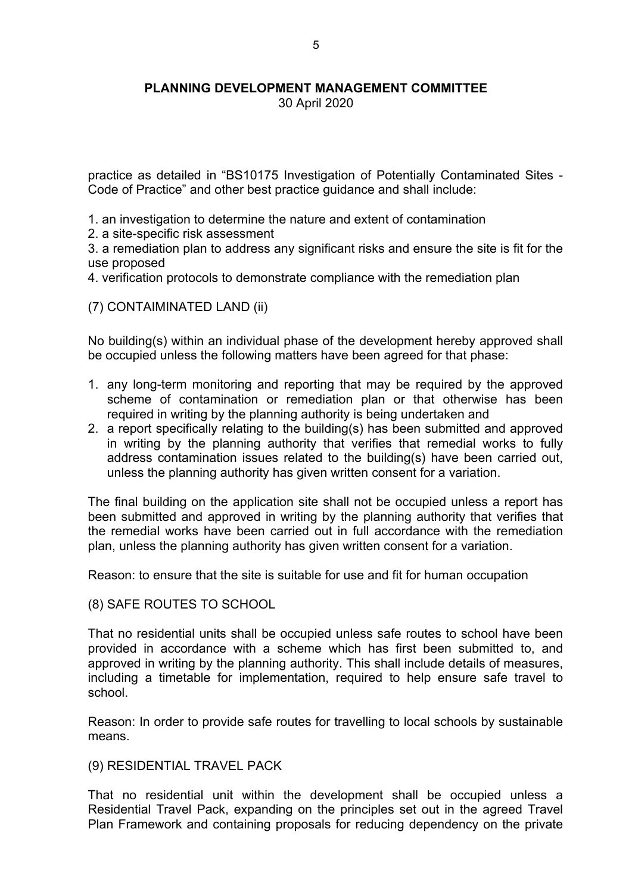practice as detailed in "BS10175 Investigation of Potentially Contaminated Sites - Code of Practice" and other best practice guidance and shall include:

1. an investigation to determine the nature and extent of contamination
2. a site-specific risk assessment
3. a remediation plan to address any significant risks and ensure the site is fit for the use proposed
4. verification protocols to demonstrate compliance with the remediation plan

(7) CONTAIMINATED LAND (ii)

No building(s) within an individual phase of the development hereby approved shall be occupied unless the following matters have been agreed for that phase:

1. any long-term monitoring and reporting that may be required by the approved scheme of contamination or remediation plan or that otherwise has been required in writing by the planning authority is being undertaken and
2. a report specifically relating to the building(s) has been submitted and approved in writing by the planning authority that verifies that remedial works to fully address contamination issues related to the building(s) have been carried out, unless the planning authority has given written consent for a variation.

The final building on the application site shall not be occupied unless a report has been submitted and approved in writing by the planning authority that verifies that the remedial works have been carried out in full accordance with the remediation plan, unless the planning authority has given written consent for a variation.

Reason: to ensure that the site is suitable for use and fit for human occupation

(8) SAFE ROUTES TO SCHOOL

That no residential units shall be occupied unless safe routes to school have been provided in accordance with a scheme which has first been submitted to, and approved in writing by the planning authority. This shall include details of measures, including a timetable for implementation, required to help ensure safe travel to school.

Reason: In order to provide safe routes for travelling to local schools by sustainable means.

(9) RESIDENTIAL TRAVEL PACK

That no residential unit within the development shall be occupied unless a Residential Travel Pack, expanding on the principles set out in the agreed Travel Plan Framework and containing proposals for reducing dependency on the private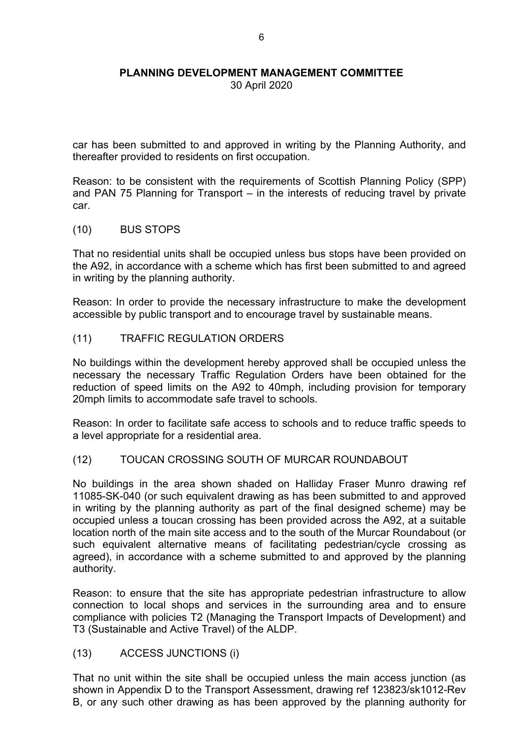car has been submitted to and approved in writing by the Planning Authority, and thereafter provided to residents on first occupation.

Reason: to be consistent with the requirements of Scottish Planning Policy (SPP) and PAN 75 Planning for Transport – in the interests of reducing travel by private car.

(10) BUS STOPS

That no residential units shall be occupied unless bus stops have been provided on the A92, in accordance with a scheme which has first been submitted to and agreed in writing by the planning authority.

Reason: In order to provide the necessary infrastructure to make the development accessible by public transport and to encourage travel by sustainable means.

(11) TRAFFIC REGULATION ORDERS

No buildings within the development hereby approved shall be occupied unless the necessary the necessary Traffic Regulation Orders have been obtained for the reduction of speed limits on the A92 to 40mph, including provision for temporary 20mph limits to accommodate safe travel to schools.

Reason: In order to facilitate safe access to schools and to reduce traffic speeds to a level appropriate for a residential area.

(12) TOUCAN CROSSING SOUTH OF MURCAR ROUNDABOUT

No buildings in the area shown shaded on Halliday Fraser Munro drawing ref 11085-SK-040 (or such equivalent drawing as has been submitted to and approved in writing by the planning authority as part of the final designed scheme) may be occupied unless a toucan crossing has been provided across the A92, at a suitable location north of the main site access and to the south of the Murcar Roundabout (or such equivalent alternative means of facilitating pedestrian/cycle crossing as agreed), in accordance with a scheme submitted to and approved by the planning authority.

Reason: to ensure that the site has appropriate pedestrian infrastructure to allow connection to local shops and services in the surrounding area and to ensure compliance with policies T2 (Managing the Transport Impacts of Development) and T3 (Sustainable and Active Travel) of the ALDP.

(13) ACCESS JUNCTIONS (i)

That no unit within the site shall be occupied unless the main access junction (as shown in Appendix D to the Transport Assessment, drawing ref 123823/sk1012-Rev B, or any such other drawing as has been approved by the planning authority for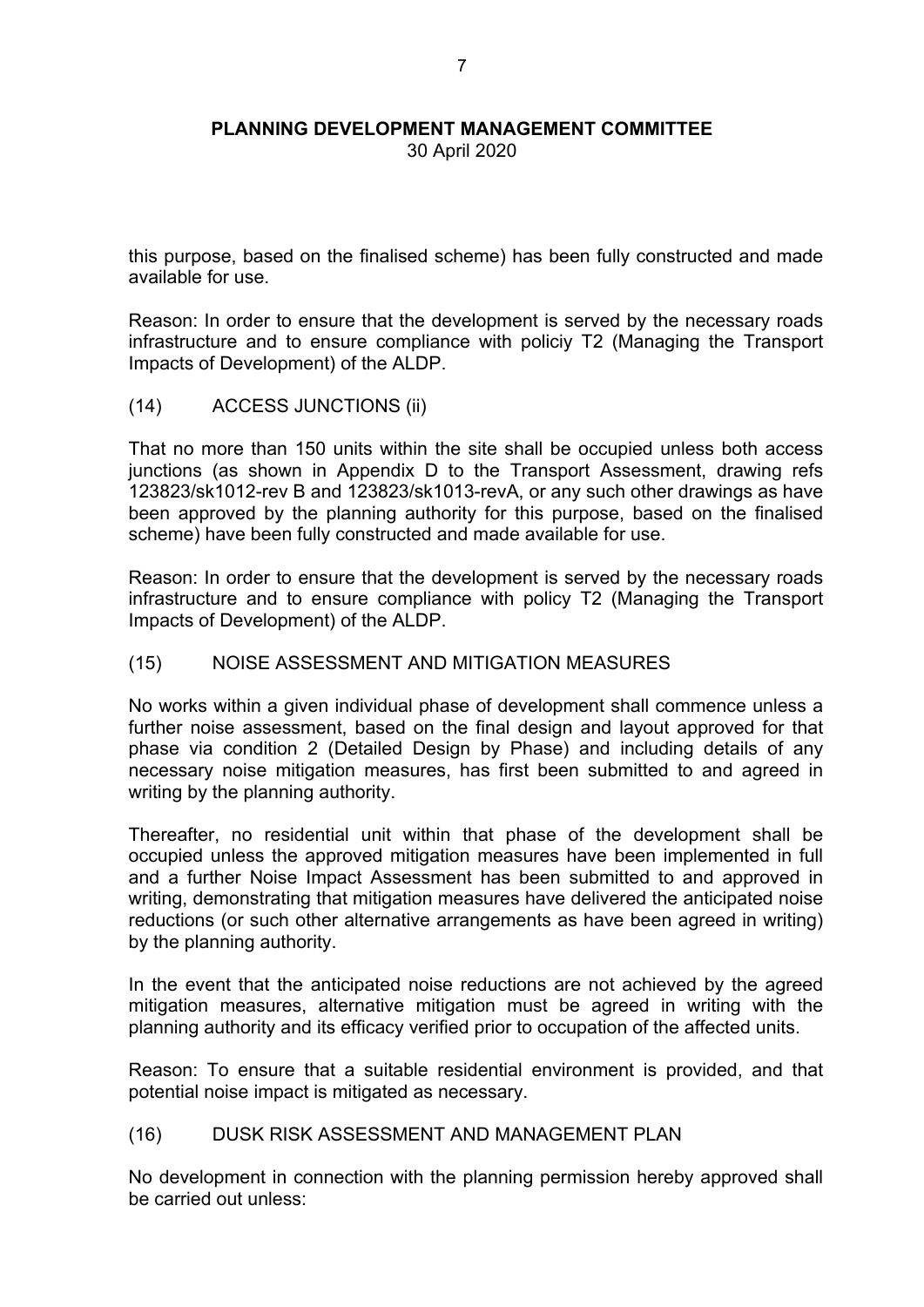this purpose, based on the finalised scheme) has been fully constructed and made available for use.

Reason: In order to ensure that the development is served by the necessary roads infrastructure and to ensure compliance with policiy T2 (Managing the Transport Impacts of Development) of the ALDP.

(14) ACCESS JUNCTIONS (ii)

That no more than 150 units within the site shall be occupied unless both access junctions (as shown in Appendix D to the Transport Assessment, drawing refs 123823/sk1012-rev B and 123823/sk1013-revA, or any such other drawings as have been approved by the planning authority for this purpose, based on the finalised scheme) have been fully constructed and made available for use.

Reason: In order to ensure that the development is served by the necessary roads infrastructure and to ensure compliance with policy T2 (Managing the Transport Impacts of Development) of the ALDP.

(15) NOISE ASSESSMENT AND MITIGATION MEASURES

No works within a given individual phase of development shall commence unless a further noise assessment, based on the final design and layout approved for that phase via condition 2 (Detailed Design by Phase) and including details of any necessary noise mitigation measures, has first been submitted to and agreed in writing by the planning authority.

Thereafter, no residential unit within that phase of the development shall be occupied unless the approved mitigation measures have been implemented in full and a further Noise Impact Assessment has been submitted to and approved in writing, demonstrating that mitigation measures have delivered the anticipated noise reductions (or such other alternative arrangements as have been agreed in writing) by the planning authority.

In the event that the anticipated noise reductions are not achieved by the agreed mitigation measures, alternative mitigation must be agreed in writing with the planning authority and its efficacy verified prior to occupation of the affected units.

Reason: To ensure that a suitable residential environment is provided, and that potential noise impact is mitigated as necessary.

(16) DUSK RISK ASSESSMENT AND MANAGEMENT PLAN

No development in connection with the planning permission hereby approved shall be carried out unless: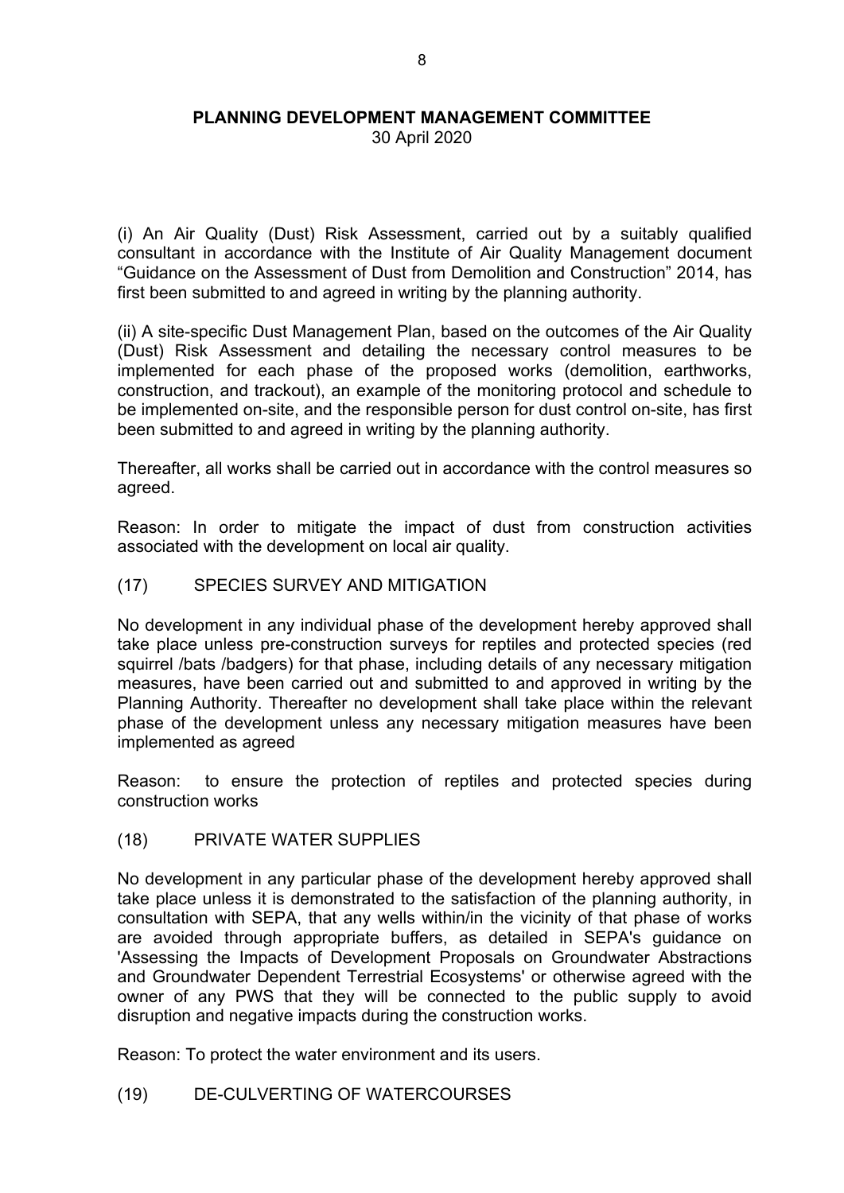(i) An Air Quality (Dust) Risk Assessment, carried out by a suitably qualified consultant in accordance with the Institute of Air Quality Management document "Guidance on the Assessment of Dust from Demolition and Construction" 2014, has first been submitted to and agreed in writing by the planning authority.

(ii) A site-specific Dust Management Plan, based on the outcomes of the Air Quality (Dust) Risk Assessment and detailing the necessary control measures to be implemented for each phase of the proposed works (demolition, earthworks, construction, and trackout), an example of the monitoring protocol and schedule to be implemented on-site, and the responsible person for dust control on-site, has first been submitted to and agreed in writing by the planning authority.

Thereafter, all works shall be carried out in accordance with the control measures so agreed.

Reason: In order to mitigate the impact of dust from construction activities associated with the development on local air quality.

(17) SPECIES SURVEY AND MITIGATION

No development in any individual phase of the development hereby approved shall take place unless pre-construction surveys for reptiles and protected species (red squirrel /bats /badgers) for that phase, including details of any necessary mitigation measures, have been carried out and submitted to and approved in writing by the Planning Authority. Thereafter no development shall take place within the relevant phase of the development unless any necessary mitigation measures have been implemented as agreed

Reason: to ensure the protection of reptiles and protected species during construction works

(18) PRIVATE WATER SUPPLIES

No development in any particular phase of the development hereby approved shall take place unless it is demonstrated to the satisfaction of the planning authority, in consultation with SEPA, that any wells within/in the vicinity of that phase of works are avoided through appropriate buffers, as detailed in SEPA's guidance on 'Assessing the Impacts of Development Proposals on Groundwater Abstractions and Groundwater Dependent Terrestrial Ecosystems' or otherwise agreed with the owner of any PWS that they will be connected to the public supply to avoid disruption and negative impacts during the construction works.

Reason: To protect the water environment and its users.

(19) DE-CULVERTING OF WATERCOURSES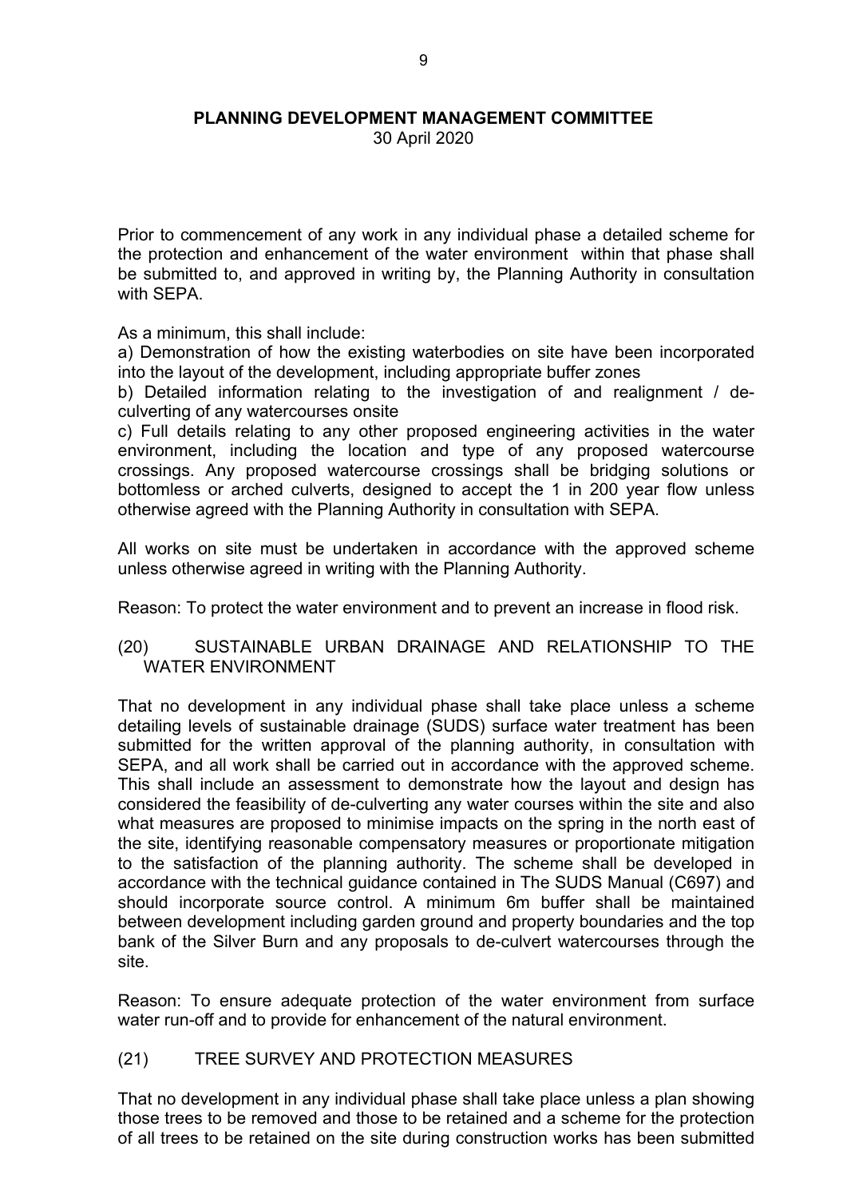Prior to commencement of any work in any individual phase a detailed scheme for the protection and enhancement of the water environment within that phase shall be submitted to, and approved in writing by, the Planning Authority in consultation with SEPA.

As a minimum, this shall include:
a) Demonstration of how the existing waterbodies on site have been incorporated into the layout of the development, including appropriate buffer zones
b) Detailed information relating to the investigation of and realignment / de-culverting of any watercourses onsite
c) Full details relating to any other proposed engineering activities in the water environment, including the location and type of any proposed watercourse crossings. Any proposed watercourse crossings shall be bridging solutions or bottomless or arched culverts, designed to accept the 1 in 200 year flow unless otherwise agreed with the Planning Authority in consultation with SEPA.

All works on site must be undertaken in accordance with the approved scheme unless otherwise agreed in writing with the Planning Authority.

Reason: To protect the water environment and to prevent an increase in flood risk.

(20) SUSTAINABLE URBAN DRAINAGE AND RELATIONSHIP TO THE WATER ENVIRONMENT

That no development in any individual phase shall take place unless a scheme detailing levels of sustainable drainage (SUDS) surface water treatment has been submitted for the written approval of the planning authority, in consultation with SEPA, and all work shall be carried out in accordance with the approved scheme. This shall include an assessment to demonstrate how the layout and design has considered the feasibility of de-culverting any water courses within the site and also what measures are proposed to minimise impacts on the spring in the north east of the site, identifying reasonable compensatory measures or proportionate mitigation to the satisfaction of the planning authority. The scheme shall be developed in accordance with the technical guidance contained in The SUDS Manual (C697) and should incorporate source control. A minimum 6m buffer shall be maintained between development including garden ground and property boundaries and the top bank of the Silver Burn and any proposals to de-culvert watercourses through the site.

Reason: To ensure adequate protection of the water environment from surface water run-off and to provide for enhancement of the natural environment.

(21) TREE SURVEY AND PROTECTION MEASURES

That no development in any individual phase shall take place unless a plan showing those trees to be removed and those to be retained and a scheme for the protection of all trees to be retained on the site during construction works has been submitted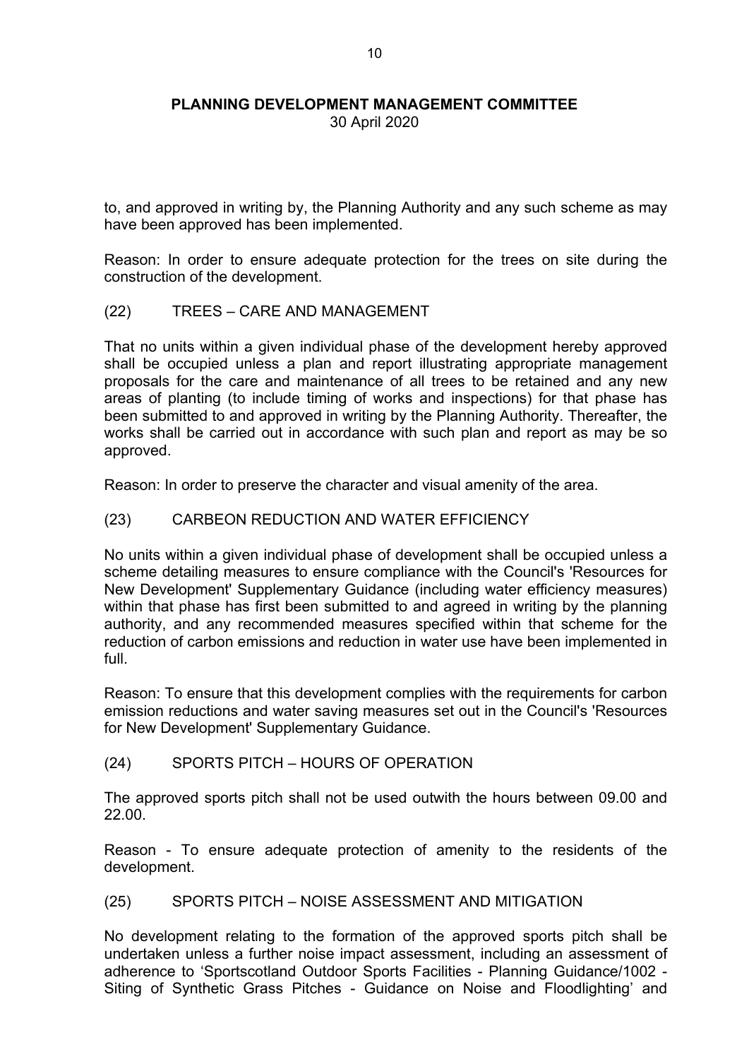to, and approved in writing by, the Planning Authority and any such scheme as may have been approved has been implemented.

Reason: In order to ensure adequate protection for the trees on site during the construction of the development.

(22) TREES – CARE AND MANAGEMENT

That no units within a given individual phase of the development hereby approved shall be occupied unless a plan and report illustrating appropriate management proposals for the care and maintenance of all trees to be retained and any new areas of planting (to include timing of works and inspections) for that phase has been submitted to and approved in writing by the Planning Authority. Thereafter, the works shall be carried out in accordance with such plan and report as may be so approved.

Reason: In order to preserve the character and visual amenity of the area.

(23) CARBEON REDUCTION AND WATER EFFICIENCY

No units within a given individual phase of development shall be occupied unless a scheme detailing measures to ensure compliance with the Council's 'Resources for New Development' Supplementary Guidance (including water efficiency measures) within that phase has first been submitted to and agreed in writing by the planning authority, and any recommended measures specified within that scheme for the reduction of carbon emissions and reduction in water use have been implemented in full.

Reason: To ensure that this development complies with the requirements for carbon emission reductions and water saving measures set out in the Council's 'Resources for New Development' Supplementary Guidance.

(24) SPORTS PITCH – HOURS OF OPERATION

The approved sports pitch shall not be used outwith the hours between 09.00 and 22.00.

Reason - To ensure adequate protection of amenity to the residents of the development.

(25) SPORTS PITCH – NOISE ASSESSMENT AND MITIGATION

No development relating to the formation of the approved sports pitch shall be undertaken unless a further noise impact assessment, including an assessment of adherence to 'Sportscotland Outdoor Sports Facilities - Planning Guidance/1002 - Siting of Synthetic Grass Pitches - Guidance on Noise and Floodlighting' and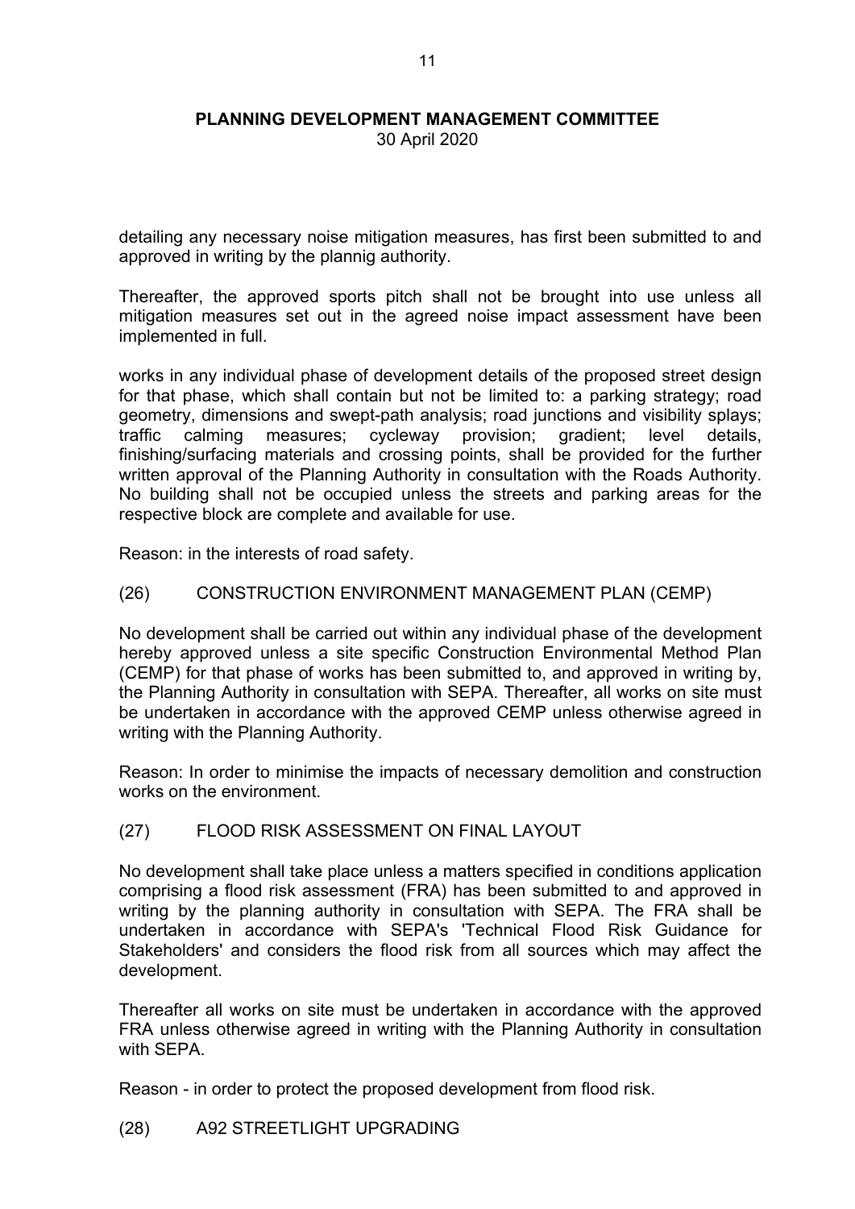detailing any necessary noise mitigation measures, has first been submitted to and approved in writing by the plannig authority.

Thereafter, the approved sports pitch shall not be brought into use unless all mitigation measures set out in the agreed noise impact assessment have been implemented in full.

works in any individual phase of development details of the proposed street design for that phase, which shall contain but not be limited to: a parking strategy; road geometry, dimensions and swept-path analysis; road junctions and visibility splays; traffic calming measures; cycleway provision; gradient; level details, finishing/surfacing materials and crossing points, shall be provided for the further written approval of the Planning Authority in consultation with the Roads Authority. No building shall not be occupied unless the streets and parking areas for the respective block are complete and available for use.

Reason: in the interests of road safety.

(26) CONSTRUCTION ENVIRONMENT MANAGEMENT PLAN (CEMP)

No development shall be carried out within any individual phase of the development hereby approved unless a site specific Construction Environmental Method Plan (CEMP) for that phase of works has been submitted to, and approved in writing by, the Planning Authority in consultation with SEPA. Thereafter, all works on site must be undertaken in accordance with the approved CEMP unless otherwise agreed in writing with the Planning Authority.

Reason: In order to minimise the impacts of necessary demolition and construction works on the environment.

(27) FLOOD RISK ASSESSMENT ON FINAL LAYOUT

No development shall take place unless a matters specified in conditions application comprising a flood risk assessment (FRA) has been submitted to and approved in writing by the planning authority in consultation with SEPA. The FRA shall be undertaken in accordance with SEPA's 'Technical Flood Risk Guidance for Stakeholders' and considers the flood risk from all sources which may affect the development.

Thereafter all works on site must be undertaken in accordance with the approved FRA unless otherwise agreed in writing with the Planning Authority in consultation with SEPA.

Reason - in order to protect the proposed development from flood risk.

(28) A92 STREETLIGHT UPGRADING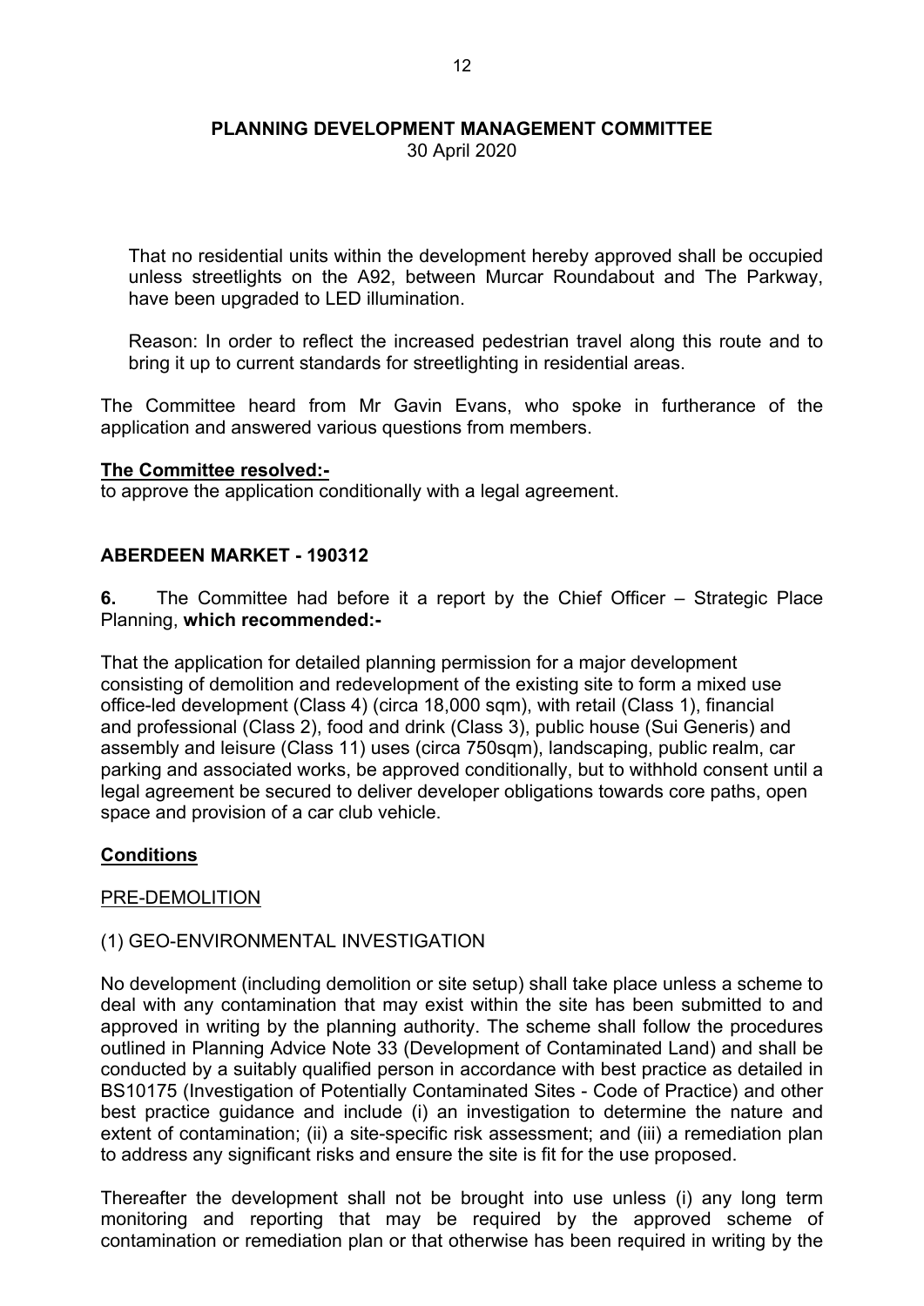That no residential units within the development hereby approved shall be occupied unless streetlights on the A92, between Murcar Roundabout and The Parkway, have been upgraded to LED illumination.

Reason: In order to reflect the increased pedestrian travel along this route and to bring it up to current standards for streetlighting in residential areas.

The Committee heard from Mr Gavin Evans, who spoke in furtherance of the application and answered various questions from members.

**The Committee resolved:-**

to approve the application conditionally with a legal agreement.

## ABERDEEN MARKET - 190312

**6.** The Committee had before it a report by the Chief Officer – Strategic Place Planning, **which recommended:-**

That the application for detailed planning permission for a major development consisting of demolition and redevelopment of the existing site to form a mixed use office-led development (Class 4) (circa 18,000 sqm), with retail (Class 1), financial and professional (Class 2), food and drink (Class 3), public house (Sui Generis) and assembly and leisure (Class 11) uses (circa 750sqm), landscaping, public realm, car parking and associated works, be approved conditionally, but to withhold consent until a legal agreement be secured to deliver developer obligations towards core paths, open space and provision of a car club vehicle.

**Conditions**

PRE-DEMOLITION

(1) GEO-ENVIRONMENTAL INVESTIGATION

No development (including demolition or site setup) shall take place unless a scheme to deal with any contamination that may exist within the site has been submitted to and approved in writing by the planning authority. The scheme shall follow the procedures outlined in Planning Advice Note 33 (Development of Contaminated Land) and shall be conducted by a suitably qualified person in accordance with best practice as detailed in BS10175 (Investigation of Potentially Contaminated Sites - Code of Practice) and other best practice guidance and include (i) an investigation to determine the nature and extent of contamination; (ii) a site-specific risk assessment; and (iii) a remediation plan to address any significant risks and ensure the site is fit for the use proposed.

Thereafter the development shall not be brought into use unless (i) any long term monitoring and reporting that may be required by the approved scheme of contamination or remediation plan or that otherwise has been required in writing by the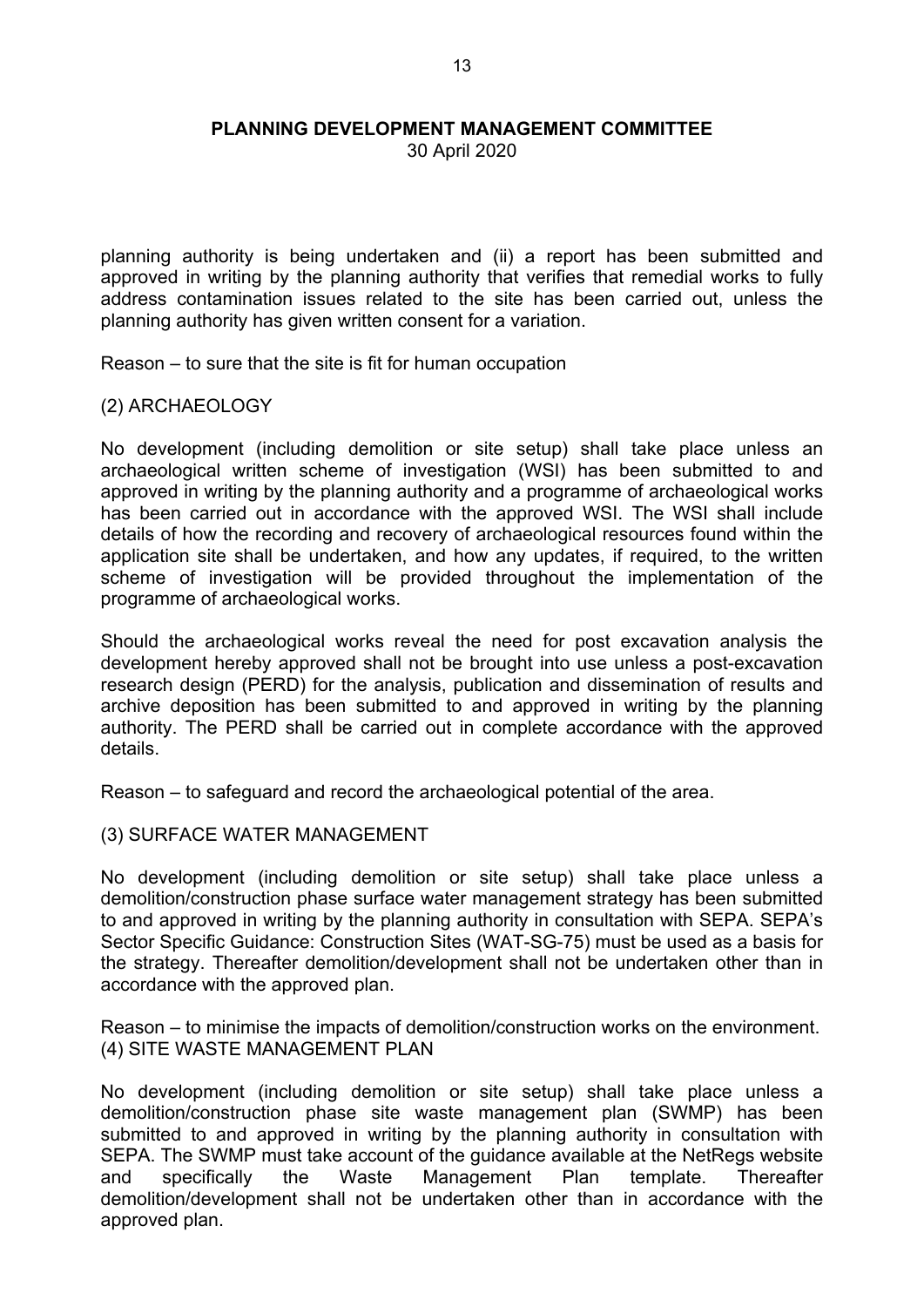planning authority is being undertaken and (ii) a report has been submitted and approved in writing by the planning authority that verifies that remedial works to fully address contamination issues related to the site has been carried out, unless the planning authority has given written consent for a variation.

Reason – to sure that the site is fit for human occupation

(2) ARCHAEOLOGY

No development (including demolition or site setup) shall take place unless an archaeological written scheme of investigation (WSI) has been submitted to and approved in writing by the planning authority and a programme of archaeological works has been carried out in accordance with the approved WSI. The WSI shall include details of how the recording and recovery of archaeological resources found within the application site shall be undertaken, and how any updates, if required, to the written scheme of investigation will be provided throughout the implementation of the programme of archaeological works.

Should the archaeological works reveal the need for post excavation analysis the development hereby approved shall not be brought into use unless a post-excavation research design (PERD) for the analysis, publication and dissemination of results and archive deposition has been submitted to and approved in writing by the planning authority. The PERD shall be carried out in complete accordance with the approved details.

Reason – to safeguard and record the archaeological potential of the area.

(3) SURFACE WATER MANAGEMENT

No development (including demolition or site setup) shall take place unless a demolition/construction phase surface water management strategy has been submitted to and approved in writing by the planning authority in consultation with SEPA. SEPA's Sector Specific Guidance: Construction Sites (WAT-SG-75) must be used as a basis for the strategy. Thereafter demolition/development shall not be undertaken other than in accordance with the approved plan.

Reason – to minimise the impacts of demolition/construction works on the environment.

(4) SITE WASTE MANAGEMENT PLAN

No development (including demolition or site setup) shall take place unless a demolition/construction phase site waste management plan (SWMP) has been submitted to and approved in writing by the planning authority in consultation with SEPA. The SWMP must take account of the guidance available at the NetRegs website and specifically the Waste Management Plan template. Thereafter demolition/development shall not be undertaken other than in accordance with the approved plan.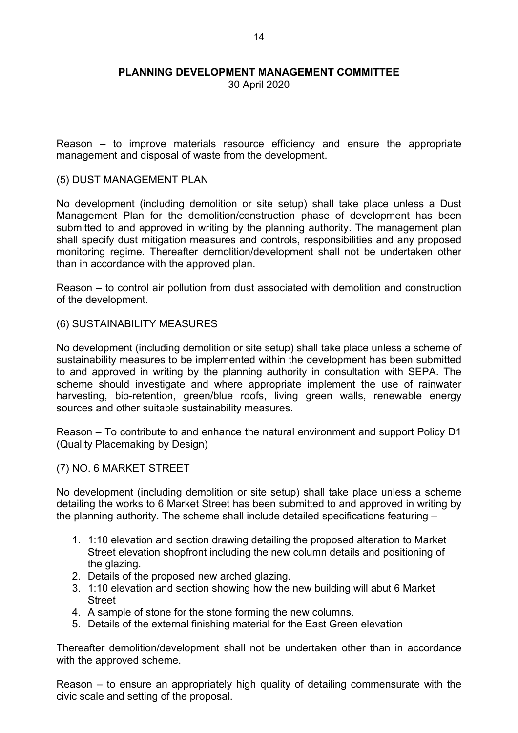Reason – to improve materials resource efficiency and ensure the appropriate management and disposal of waste from the development.

(5) DUST MANAGEMENT PLAN

No development (including demolition or site setup) shall take place unless a Dust Management Plan for the demolition/construction phase of development has been submitted to and approved in writing by the planning authority. The management plan shall specify dust mitigation measures and controls, responsibilities and any proposed monitoring regime. Thereafter demolition/development shall not be undertaken other than in accordance with the approved plan.

Reason – to control air pollution from dust associated with demolition and construction of the development.

(6) SUSTAINABILITY MEASURES

No development (including demolition or site setup) shall take place unless a scheme of sustainability measures to be implemented within the development has been submitted to and approved in writing by the planning authority in consultation with SEPA. The scheme should investigate and where appropriate implement the use of rainwater harvesting, bio-retention, green/blue roofs, living green walls, renewable energy sources and other suitable sustainability measures.

Reason – To contribute to and enhance the natural environment and support Policy D1 (Quality Placemaking by Design)

(7) NO. 6 MARKET STREET

No development (including demolition or site setup) shall take place unless a scheme detailing the works to 6 Market Street has been submitted to and approved in writing by the planning authority. The scheme shall include detailed specifications featuring –

1. 1:10 elevation and section drawing detailing the proposed alteration to Market Street elevation shopfront including the new column details and positioning of the glazing.
2. Details of the proposed new arched glazing.
3. 1:10 elevation and section showing how the new building will abut 6 Market Street
4. A sample of stone for the stone forming the new columns.
5. Details of the external finishing material for the East Green elevation

Thereafter demolition/development shall not be undertaken other than in accordance with the approved scheme.

Reason – to ensure an appropriately high quality of detailing commensurate with the civic scale and setting of the proposal.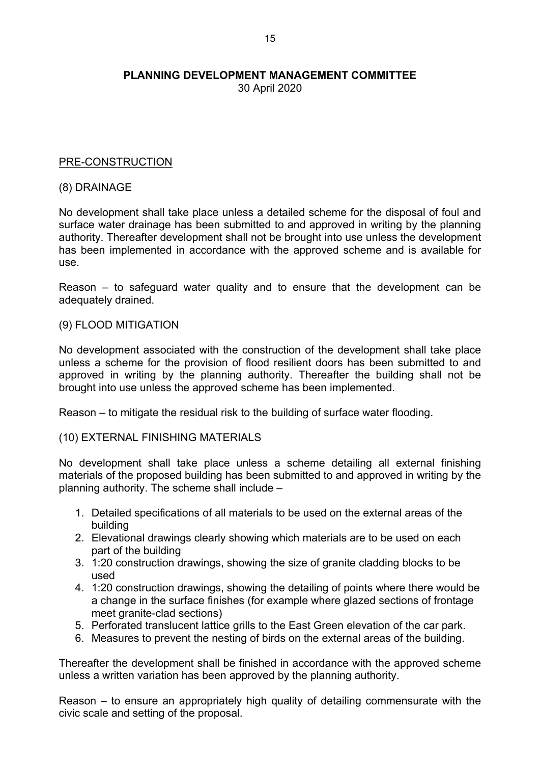**PLANNING DEVELOPMENT MANAGEMENT COMMITTEE**
30 April 2020

PRE-CONSTRUCTION

(8) DRAINAGE

No development shall take place unless a detailed scheme for the disposal of foul and surface water drainage has been submitted to and approved in writing by the planning authority. Thereafter development shall not be brought into use unless the development has been implemented in accordance with the approved scheme and is available for use.

Reason – to safeguard water quality and to ensure that the development can be adequately drained.

(9) FLOOD MITIGATION

No development associated with the construction of the development shall take place unless a scheme for the provision of flood resilient doors has been submitted to and approved in writing by the planning authority. Thereafter the building shall not be brought into use unless the approved scheme has been implemented.

Reason – to mitigate the residual risk to the building of surface water flooding.

(10) EXTERNAL FINISHING MATERIALS

No development shall take place unless a scheme detailing all external finishing materials of the proposed building has been submitted to and approved in writing by the planning authority. The scheme shall include –

1. Detailed specifications of all materials to be used on the external areas of the building
2. Elevational drawings clearly showing which materials are to be used on each part of the building
3. 1:20 construction drawings, showing the size of granite cladding blocks to be used
4. 1:20 construction drawings, showing the detailing of points where there would be a change in the surface finishes (for example where glazed sections of frontage meet granite-clad sections)
5. Perforated translucent lattice grills to the East Green elevation of the car park.
6. Measures to prevent the nesting of birds on the external areas of the building.

Thereafter the development shall be finished in accordance with the approved scheme unless a written variation has been approved by the planning authority.

Reason – to ensure an appropriately high quality of detailing commensurate with the civic scale and setting of the proposal.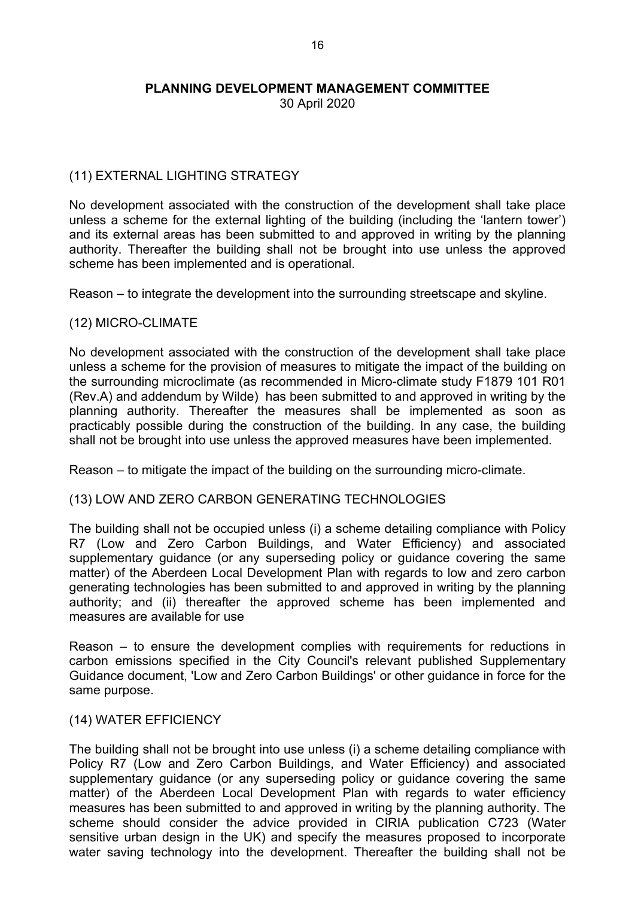**PLANNING DEVELOPMENT MANAGEMENT COMMITTEE**
30 April 2020

(11) EXTERNAL LIGHTING STRATEGY

No development associated with the construction of the development shall take place unless a scheme for the external lighting of the building (including the 'lantern tower') and its external areas has been submitted to and approved in writing by the planning authority. Thereafter the building shall not be brought into use unless the approved scheme has been implemented and is operational.

Reason – to integrate the development into the surrounding streetscape and skyline.

(12) MICRO-CLIMATE

No development associated with the construction of the development shall take place unless a scheme for the provision of measures to mitigate the impact of the building on the surrounding microclimate (as recommended in Micro-climate study F1879 101 R01 (Rev.A) and addendum by Wilde) has been submitted to and approved in writing by the planning authority. Thereafter the measures shall be implemented as soon as practicably possible during the construction of the building. In any case, the building shall not be brought into use unless the approved measures have been implemented.

Reason – to mitigate the impact of the building on the surrounding micro-climate.

(13) LOW AND ZERO CARBON GENERATING TECHNOLOGIES

The building shall not be occupied unless (i) a scheme detailing compliance with Policy R7 (Low and Zero Carbon Buildings, and Water Efficiency) and associated supplementary guidance (or any superseding policy or guidance covering the same matter) of the Aberdeen Local Development Plan with regards to low and zero carbon generating technologies has been submitted to and approved in writing by the planning authority; and (ii) thereafter the approved scheme has been implemented and measures are available for use

Reason – to ensure the development complies with requirements for reductions in carbon emissions specified in the City Council's relevant published Supplementary Guidance document, 'Low and Zero Carbon Buildings' or other guidance in force for the same purpose.

(14) WATER EFFICIENCY

The building shall not be brought into use unless (i) a scheme detailing compliance with Policy R7 (Low and Zero Carbon Buildings, and Water Efficiency) and associated supplementary guidance (or any superseding policy or guidance covering the same matter) of the Aberdeen Local Development Plan with regards to water efficiency measures has been submitted to and approved in writing by the planning authority. The scheme should consider the advice provided in CIRIA publication C723 (Water sensitive urban design in the UK) and specify the measures proposed to incorporate water saving technology into the development. Thereafter the building shall not be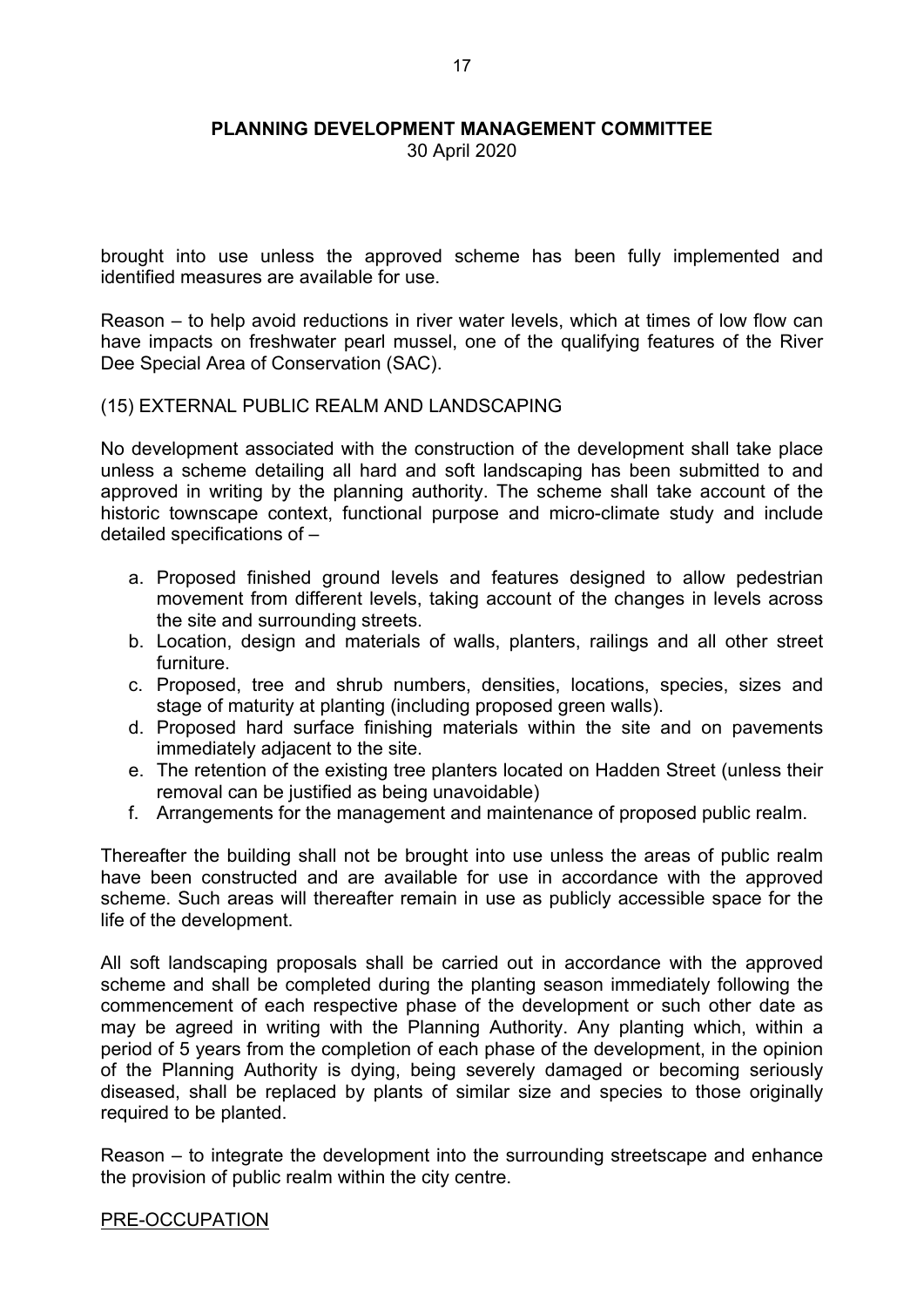brought into use unless the approved scheme has been fully implemented and identified measures are available for use.

Reason – to help avoid reductions in river water levels, which at times of low flow can have impacts on freshwater pearl mussel, one of the qualifying features of the River Dee Special Area of Conservation (SAC).

(15) EXTERNAL PUBLIC REALM AND LANDSCAPING

No development associated with the construction of the development shall take place unless a scheme detailing all hard and soft landscaping has been submitted to and approved in writing by the planning authority. The scheme shall take account of the historic townscape context, functional purpose and micro-climate study and include detailed specifications of –

a. Proposed finished ground levels and features designed to allow pedestrian movement from different levels, taking account of the changes in levels across the site and surrounding streets.
b. Location, design and materials of walls, planters, railings and all other street furniture.
c. Proposed, tree and shrub numbers, densities, locations, species, sizes and stage of maturity at planting (including proposed green walls).
d. Proposed hard surface finishing materials within the site and on pavements immediately adjacent to the site.
e. The retention of the existing tree planters located on Hadden Street (unless their removal can be justified as being unavoidable)
f. Arrangements for the management and maintenance of proposed public realm.

Thereafter the building shall not be brought into use unless the areas of public realm have been constructed and are available for use in accordance with the approved scheme. Such areas will thereafter remain in use as publicly accessible space for the life of the development.

All soft landscaping proposals shall be carried out in accordance with the approved scheme and shall be completed during the planting season immediately following the commencement of each respective phase of the development or such other date as may be agreed in writing with the Planning Authority. Any planting which, within a period of 5 years from the completion of each phase of the development, in the opinion of the Planning Authority is dying, being severely damaged or becoming seriously diseased, shall be replaced by plants of similar size and species to those originally required to be planted.

Reason – to integrate the development into the surrounding streetscape and enhance the provision of public realm within the city centre.

PRE-OCCUPATION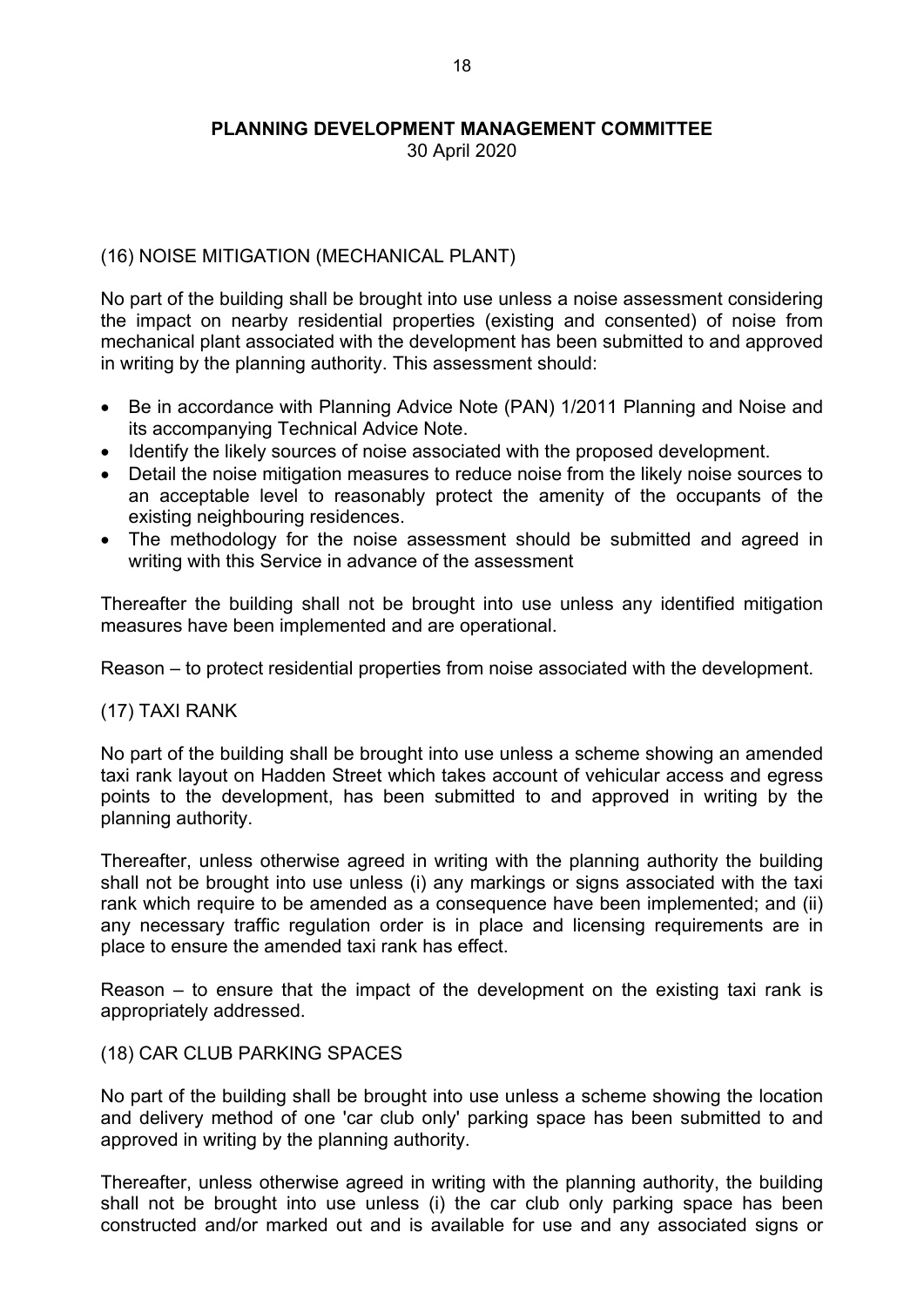(16) NOISE MITIGATION (MECHANICAL PLANT)

No part of the building shall be brought into use unless a noise assessment considering the impact on nearby residential properties (existing and consented) of noise from mechanical plant associated with the development has been submitted to and approved in writing by the planning authority. This assessment should:

- Be in accordance with Planning Advice Note (PAN) 1/2011 Planning and Noise and its accompanying Technical Advice Note.
- Identify the likely sources of noise associated with the proposed development.
- Detail the noise mitigation measures to reduce noise from the likely noise sources to an acceptable level to reasonably protect the amenity of the occupants of the existing neighbouring residences.
- The methodology for the noise assessment should be submitted and agreed in writing with this Service in advance of the assessment

Thereafter the building shall not be brought into use unless any identified mitigation measures have been implemented and are operational.

Reason – to protect residential properties from noise associated with the development.

(17) TAXI RANK

No part of the building shall be brought into use unless a scheme showing an amended taxi rank layout on Hadden Street which takes account of vehicular access and egress points to the development, has been submitted to and approved in writing by the planning authority.

Thereafter, unless otherwise agreed in writing with the planning authority the building shall not be brought into use unless (i) any markings or signs associated with the taxi rank which require to be amended as a consequence have been implemented; and (ii) any necessary traffic regulation order is in place and licensing requirements are in place to ensure the amended taxi rank has effect.

Reason – to ensure that the impact of the development on the existing taxi rank is appropriately addressed.

(18) CAR CLUB PARKING SPACES

No part of the building shall be brought into use unless a scheme showing the location and delivery method of one 'car club only' parking space has been submitted to and approved in writing by the planning authority.

Thereafter, unless otherwise agreed in writing with the planning authority, the building shall not be brought into use unless (i) the car club only parking space has been constructed and/or marked out and is available for use and any associated signs or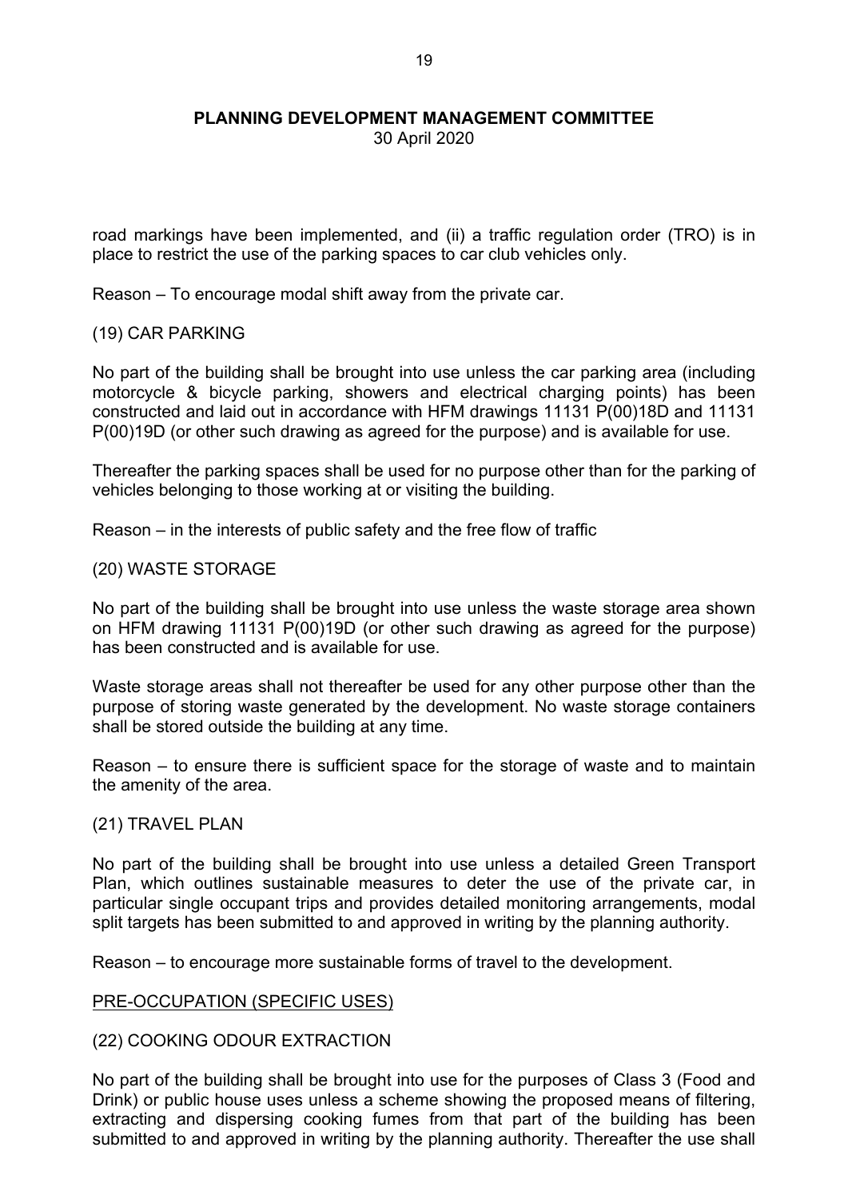road markings have been implemented, and (ii) a traffic regulation order (TRO) is in place to restrict the use of the parking spaces to car club vehicles only.

Reason – To encourage modal shift away from the private car.

(19) CAR PARKING

No part of the building shall be brought into use unless the car parking area (including motorcycle & bicycle parking, showers and electrical charging points) has been constructed and laid out in accordance with HFM drawings 11131 P(00)18D and 11131 P(00)19D (or other such drawing as agreed for the purpose) and is available for use.

Thereafter the parking spaces shall be used for no purpose other than for the parking of vehicles belonging to those working at or visiting the building.

Reason – in the interests of public safety and the free flow of traffic

(20) WASTE STORAGE

No part of the building shall be brought into use unless the waste storage area shown on HFM drawing 11131 P(00)19D (or other such drawing as agreed for the purpose) has been constructed and is available for use.

Waste storage areas shall not thereafter be used for any other purpose other than the purpose of storing waste generated by the development. No waste storage containers shall be stored outside the building at any time.

Reason – to ensure there is sufficient space for the storage of waste and to maintain the amenity of the area.

(21) TRAVEL PLAN

No part of the building shall be brought into use unless a detailed Green Transport Plan, which outlines sustainable measures to deter the use of the private car, in particular single occupant trips and provides detailed monitoring arrangements, modal split targets has been submitted to and approved in writing by the planning authority.

Reason – to encourage more sustainable forms of travel to the development.

<u>PRE-OCCUPATION (SPECIFIC USES)</u>

(22) COOKING ODOUR EXTRACTION

No part of the building shall be brought into use for the purposes of Class 3 (Food and Drink) or public house uses unless a scheme showing the proposed means of filtering, extracting and dispersing cooking fumes from that part of the building has been submitted to and approved in writing by the planning authority. Thereafter the use shall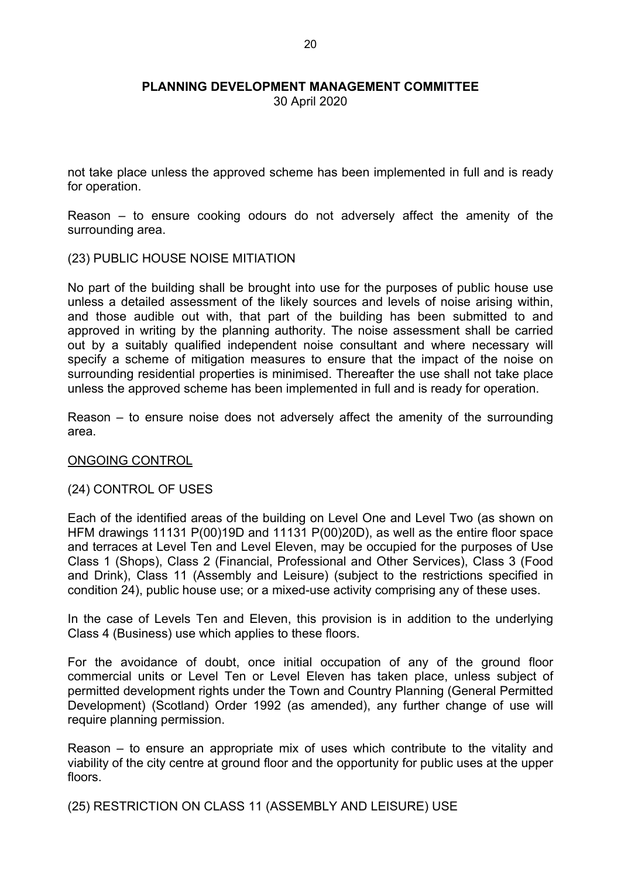not take place unless the approved scheme has been implemented in full and is ready for operation.

Reason – to ensure cooking odours do not adversely affect the amenity of the surrounding area.

(23) PUBLIC HOUSE NOISE MITIATION

No part of the building shall be brought into use for the purposes of public house use unless a detailed assessment of the likely sources and levels of noise arising within, and those audible out with, that part of the building has been submitted to and approved in writing by the planning authority. The noise assessment shall be carried out by a suitably qualified independent noise consultant and where necessary will specify a scheme of mitigation measures to ensure that the impact of the noise on surrounding residential properties is minimised. Thereafter the use shall not take place unless the approved scheme has been implemented in full and is ready for operation.

Reason – to ensure noise does not adversely affect the amenity of the surrounding area.

ONGOING CONTROL

(24) CONTROL OF USES

Each of the identified areas of the building on Level One and Level Two (as shown on HFM drawings 11131 P(00)19D and 11131 P(00)20D), as well as the entire floor space and terraces at Level Ten and Level Eleven, may be occupied for the purposes of Use Class 1 (Shops), Class 2 (Financial, Professional and Other Services), Class 3 (Food and Drink), Class 11 (Assembly and Leisure) (subject to the restrictions specified in condition 24), public house use; or a mixed-use activity comprising any of these uses.

In the case of Levels Ten and Eleven, this provision is in addition to the underlying Class 4 (Business) use which applies to these floors.

For the avoidance of doubt, once initial occupation of any of the ground floor commercial units or Level Ten or Level Eleven has taken place, unless subject of permitted development rights under the Town and Country Planning (General Permitted Development) (Scotland) Order 1992 (as amended), any further change of use will require planning permission.

Reason – to ensure an appropriate mix of uses which contribute to the vitality and viability of the city centre at ground floor and the opportunity for public uses at the upper floors.

(25) RESTRICTION ON CLASS 11 (ASSEMBLY AND LEISURE) USE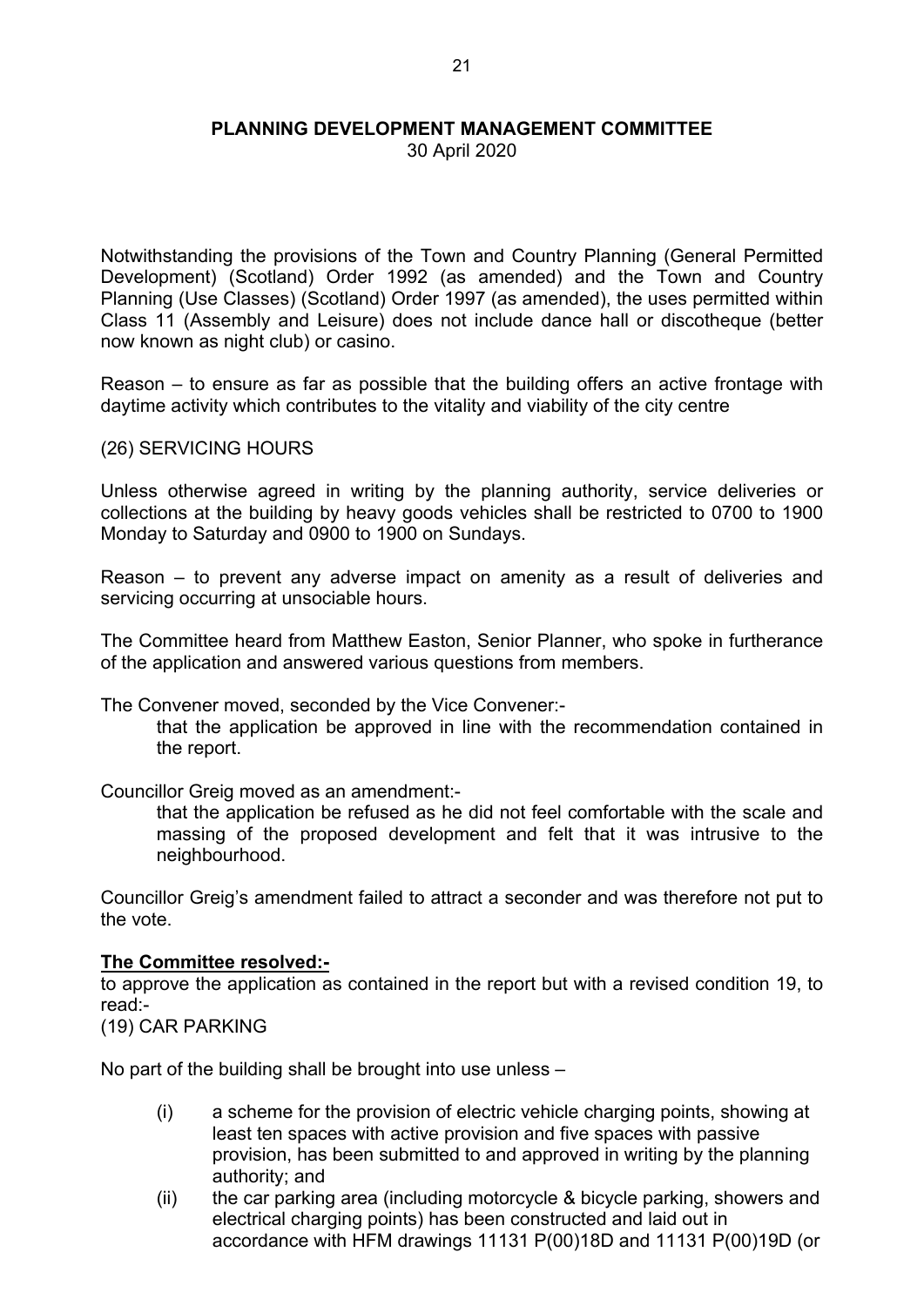Notwithstanding the provisions of the Town and Country Planning (General Permitted Development) (Scotland) Order 1992 (as amended) and the Town and Country Planning (Use Classes) (Scotland) Order 1997 (as amended), the uses permitted within Class 11 (Assembly and Leisure) does not include dance hall or discotheque (better now known as night club) or casino.

Reason – to ensure as far as possible that the building offers an active frontage with daytime activity which contributes to the vitality and viability of the city centre

(26) SERVICING HOURS

Unless otherwise agreed in writing by the planning authority, service deliveries or collections at the building by heavy goods vehicles shall be restricted to 0700 to 1900 Monday to Saturday and 0900 to 1900 on Sundays.

Reason – to prevent any adverse impact on amenity as a result of deliveries and servicing occurring at unsociable hours.

The Committee heard from Matthew Easton, Senior Planner, who spoke in furtherance of the application and answered various questions from members.

The Convener moved, seconded by the Vice Convener:-

> that the application be approved in line with the recommendation contained in the report.

Councillor Greig moved as an amendment:-

> that the application be refused as he did not feel comfortable with the scale and massing of the proposed development and felt that it was intrusive to the neighbourhood.

Councillor Greig's amendment failed to attract a seconder and was therefore not put to the vote.

**The Committee resolved:-**

to approve the application as contained in the report but with a revised condition 19, to read:-

(19) CAR PARKING

No part of the building shall be brought into use unless –

(i) a scheme for the provision of electric vehicle charging points, showing at least ten spaces with active provision and five spaces with passive provision, has been submitted to and approved in writing by the planning authority; and

(ii) the car parking area (including motorcycle & bicycle parking, showers and electrical charging points) has been constructed and laid out in accordance with HFM drawings 11131 P(00)18D and 11131 P(00)19D (or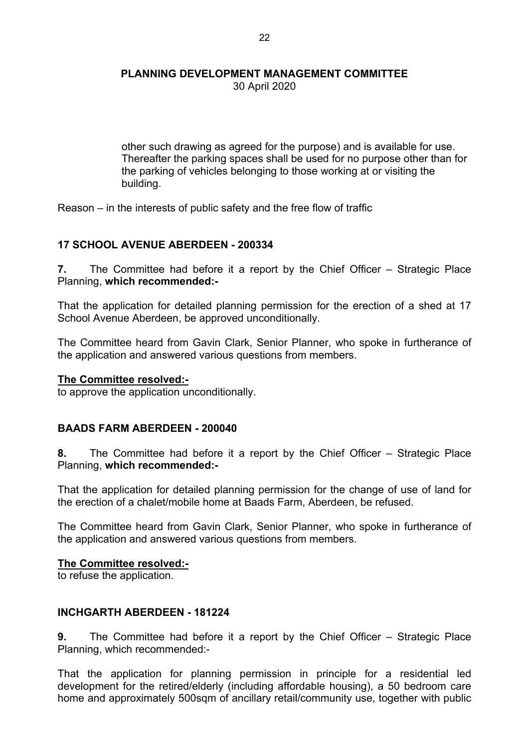other such drawing as agreed for the purpose) and is available for use. Thereafter the parking spaces shall be used for no purpose other than for the parking of vehicles belonging to those working at or visiting the building.

Reason – in the interests of public safety and the free flow of traffic

## 17 SCHOOL AVENUE ABERDEEN - 200334

**7.** The Committee had before it a report by the Chief Officer – Strategic Place Planning, **which recommended:-**

That the application for detailed planning permission for the erection of a shed at 17 School Avenue Aberdeen, be approved unconditionally.

The Committee heard from Gavin Clark, Senior Planner, who spoke in furtherance of the application and answered various questions from members.

**The Committee resolved:-**
to approve the application unconditionally.

## BAADS FARM ABERDEEN - 200040

**8.** The Committee had before it a report by the Chief Officer – Strategic Place Planning, **which recommended:-**

That the application for detailed planning permission for the change of use of land for the erection of a chalet/mobile home at Baads Farm, Aberdeen, be refused.

The Committee heard from Gavin Clark, Senior Planner, who spoke in furtherance of the application and answered various questions from members.

**The Committee resolved:-**
to refuse the application.

## INCHGARTH ABERDEEN - 181224

**9.** The Committee had before it a report by the Chief Officer – Strategic Place Planning, which recommended:-

That the application for planning permission in principle for a residential led development for the retired/elderly (including affordable housing), a 50 bedroom care home and approximately 500sqm of ancillary retail/community use, together with public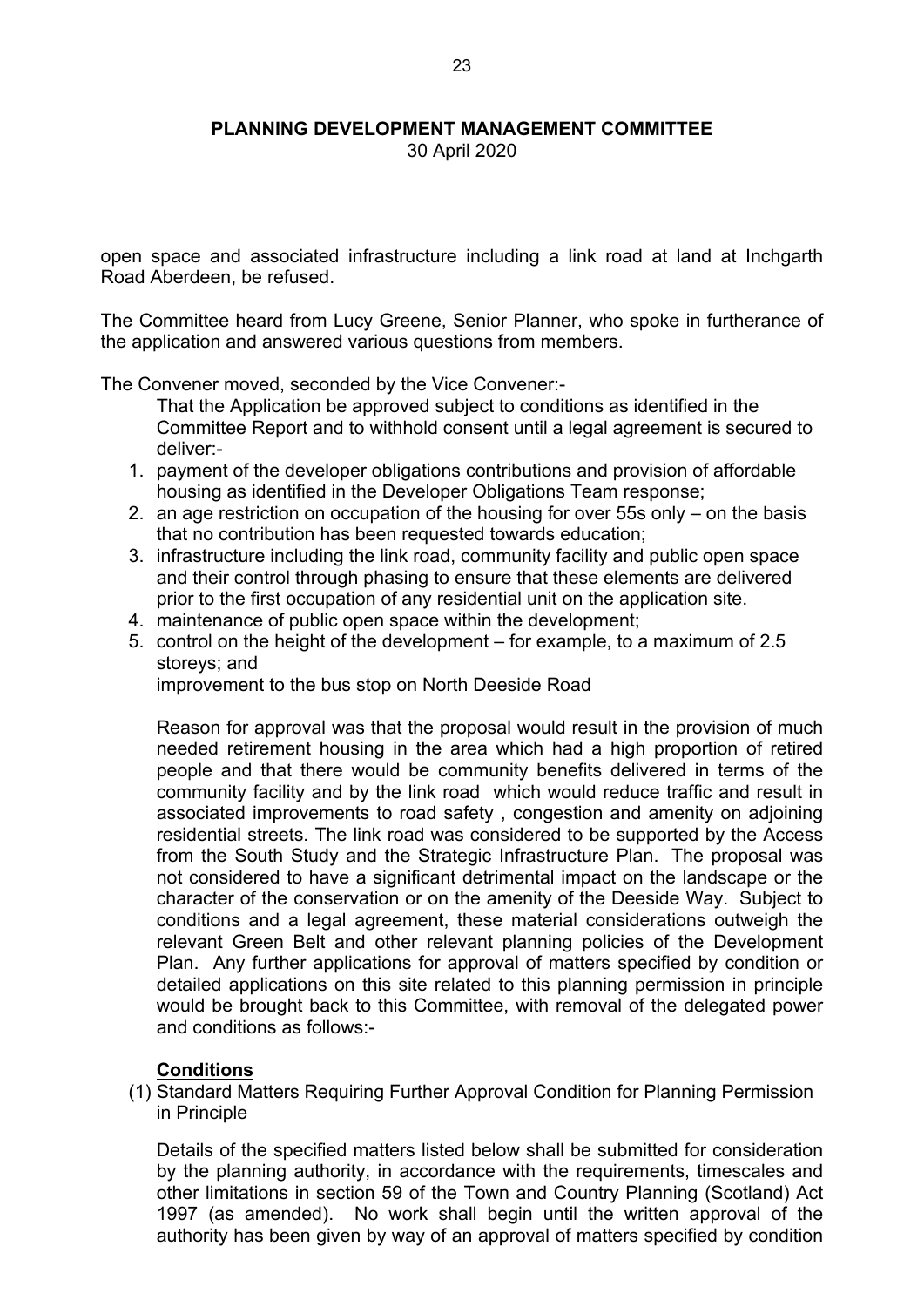open space and associated infrastructure including a link road at land at Inchgarth Road Aberdeen, be refused.

The Committee heard from Lucy Greene, Senior Planner, who spoke in furtherance of the application and answered various questions from members.

The Convener moved, seconded by the Vice Convener:-

> That the Application be approved subject to conditions as identified in the Committee Report and to withhold consent until a legal agreement is secured to deliver:-
>
> 1. payment of the developer obligations contributions and provision of affordable housing as identified in the Developer Obligations Team response;
> 2. an age restriction on occupation of the housing for over 55s only – on the basis that no contribution has been requested towards education;
> 3. infrastructure including the link road, community facility and public open space and their control through phasing to ensure that these elements are delivered prior to the first occupation of any residential unit on the application site.
> 4. maintenance of public open space within the development;
> 5. control on the height of the development – for example, to a maximum of 2.5 storeys; and
>
> improvement to the bus stop on North Deeside Road
>
> Reason for approval was that the proposal would result in the provision of much needed retirement housing in the area which had a high proportion of retired people and that there would be community benefits delivered in terms of the community facility and by the link road which would reduce traffic and result in associated improvements to road safety , congestion and amenity on adjoining residential streets. The link road was considered to be supported by the Access from the South Study and the Strategic Infrastructure Plan. The proposal was not considered to have a significant detrimental impact on the landscape or the character of the conservation or on the amenity of the Deeside Way. Subject to conditions and a legal agreement, these material considerations outweigh the relevant Green Belt and other relevant planning policies of the Development Plan. Any further applications for approval of matters specified by condition or detailed applications on this site related to this planning permission in principle would be brought back to this Committee, with removal of the delegated power and conditions as follows:-
>
> **Conditions**
>
> (1) Standard Matters Requiring Further Approval Condition for Planning Permission in Principle
>
> Details of the specified matters listed below shall be submitted for consideration by the planning authority, in accordance with the requirements, timescales and other limitations in section 59 of the Town and Country Planning (Scotland) Act 1997 (as amended). No work shall begin until the written approval of the authority has been given by way of an approval of matters specified by condition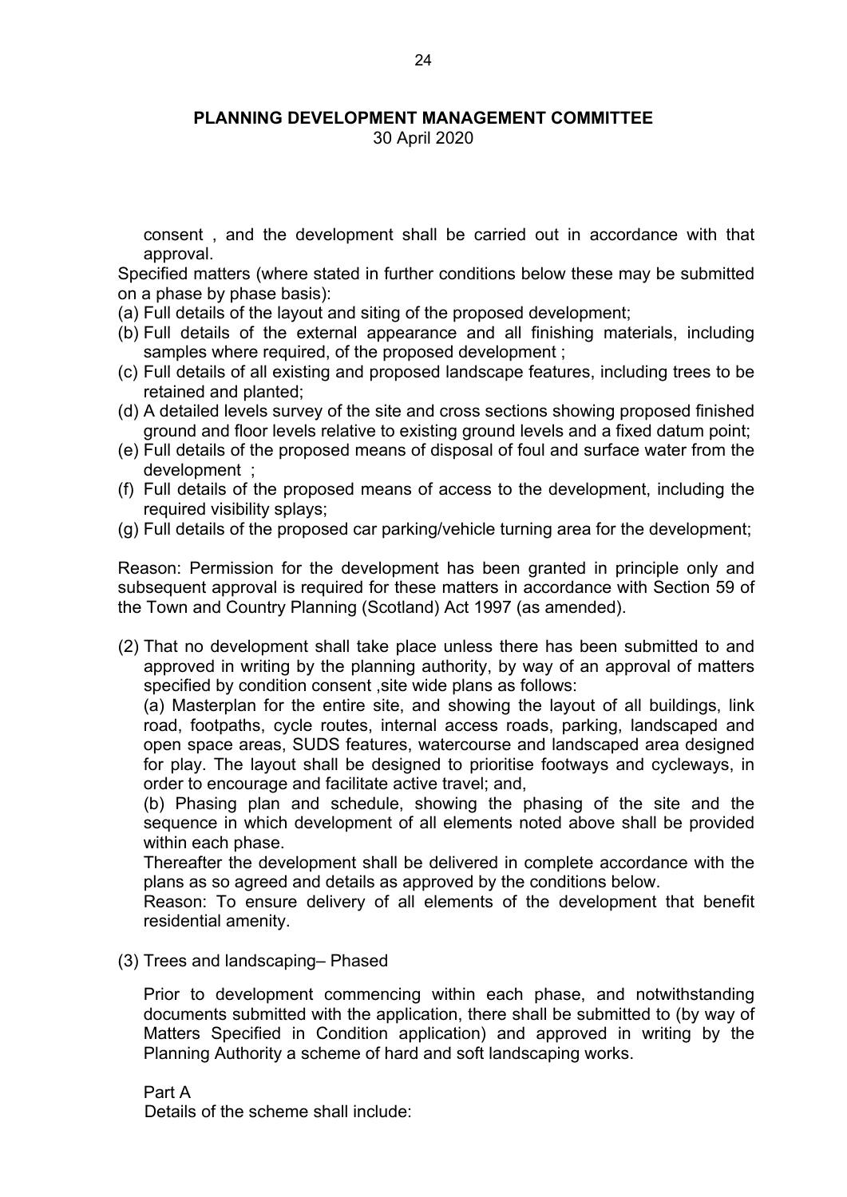consent , and the development shall be carried out in accordance with that approval.

Specified matters (where stated in further conditions below these may be submitted on a phase by phase basis):

(a) Full details of the layout and siting of the proposed development;
(b) Full details of the external appearance and all finishing materials, including samples where required, of the proposed development ;
(c) Full details of all existing and proposed landscape features, including trees to be retained and planted;
(d) A detailed levels survey of the site and cross sections showing proposed finished ground and floor levels relative to existing ground levels and a fixed datum point;
(e) Full details of the proposed means of disposal of foul and surface water from the development ;
(f) Full details of the proposed means of access to the development, including the required visibility splays;
(g) Full details of the proposed car parking/vehicle turning area for the development;

Reason: Permission for the development has been granted in principle only and subsequent approval is required for these matters in accordance with Section 59 of the Town and Country Planning (Scotland) Act 1997 (as amended).

(2) That no development shall take place unless there has been submitted to and approved in writing by the planning authority, by way of an approval of matters specified by condition consent ,site wide plans as follows:

(a) Masterplan for the entire site, and showing the layout of all buildings, link road, footpaths, cycle routes, internal access roads, parking, landscaped and open space areas, SUDS features, watercourse and landscaped area designed for play. The layout shall be designed to prioritise footways and cycleways, in order to encourage and facilitate active travel; and,

(b) Phasing plan and schedule, showing the phasing of the site and the sequence in which development of all elements noted above shall be provided within each phase.

Thereafter the development shall be delivered in complete accordance with the plans as so agreed and details as approved by the conditions below.

Reason: To ensure delivery of all elements of the development that benefit residential amenity.

(3) Trees and landscaping– Phased

Prior to development commencing within each phase, and notwithstanding documents submitted with the application, there shall be submitted to (by way of Matters Specified in Condition application) and approved in writing by the Planning Authority a scheme of hard and soft landscaping works.

Part A

Details of the scheme shall include: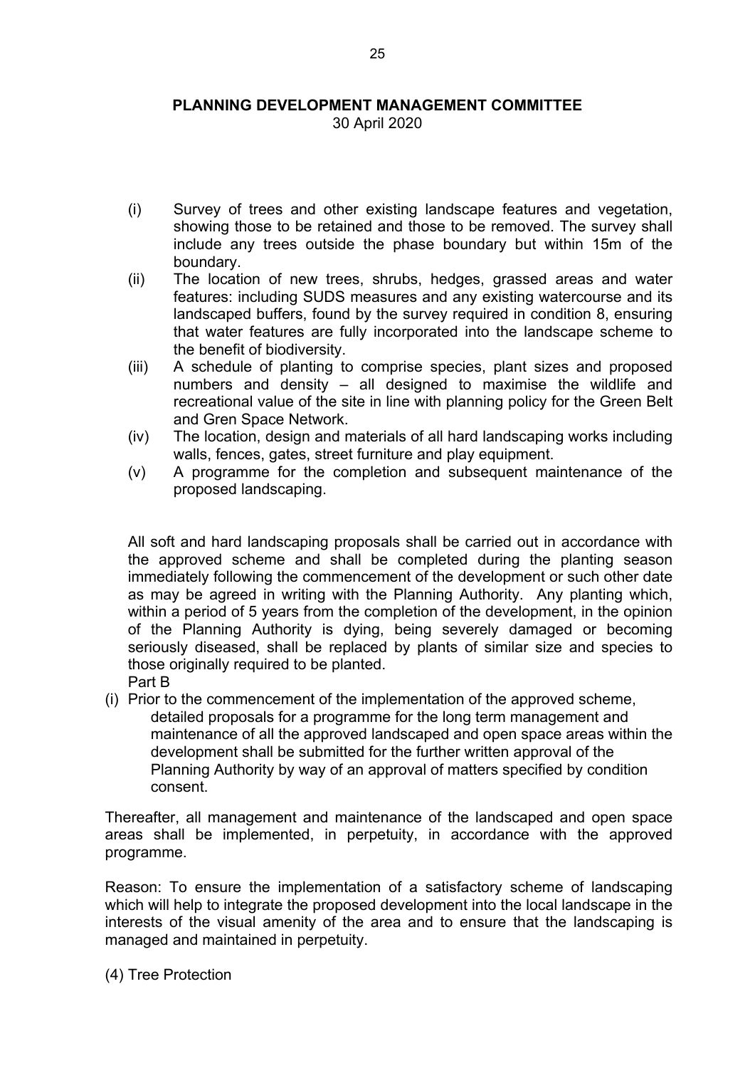- (i) Survey of trees and other existing landscape features and vegetation, showing those to be retained and those to be removed. The survey shall include any trees outside the phase boundary but within 15m of the boundary.
- (ii) The location of new trees, shrubs, hedges, grassed areas and water features: including SUDS measures and any existing watercourse and its landscaped buffers, found by the survey required in condition 8, ensuring that water features are fully incorporated into the landscape scheme to the benefit of biodiversity.
- (iii) A schedule of planting to comprise species, plant sizes and proposed numbers and density – all designed to maximise the wildlife and recreational value of the site in line with planning policy for the Green Belt and Gren Space Network.
- (iv) The location, design and materials of all hard landscaping works including walls, fences, gates, street furniture and play equipment.
- (v) A programme for the completion and subsequent maintenance of the proposed landscaping.

All soft and hard landscaping proposals shall be carried out in accordance with the approved scheme and shall be completed during the planting season immediately following the commencement of the development or such other date as may be agreed in writing with the Planning Authority. Any planting which, within a period of 5 years from the completion of the development, in the opinion of the Planning Authority is dying, being severely damaged or becoming seriously diseased, shall be replaced by plants of similar size and species to those originally required to be planted.

Part B

(i) Prior to the commencement of the implementation of the approved scheme, detailed proposals for a programme for the long term management and maintenance of all the approved landscaped and open space areas within the development shall be submitted for the further written approval of the Planning Authority by way of an approval of matters specified by condition consent.

Thereafter, all management and maintenance of the landscaped and open space areas shall be implemented, in perpetuity, in accordance with the approved programme.

Reason: To ensure the implementation of a satisfactory scheme of landscaping which will help to integrate the proposed development into the local landscape in the interests of the visual amenity of the area and to ensure that the landscaping is managed and maintained in perpetuity.

(4) Tree Protection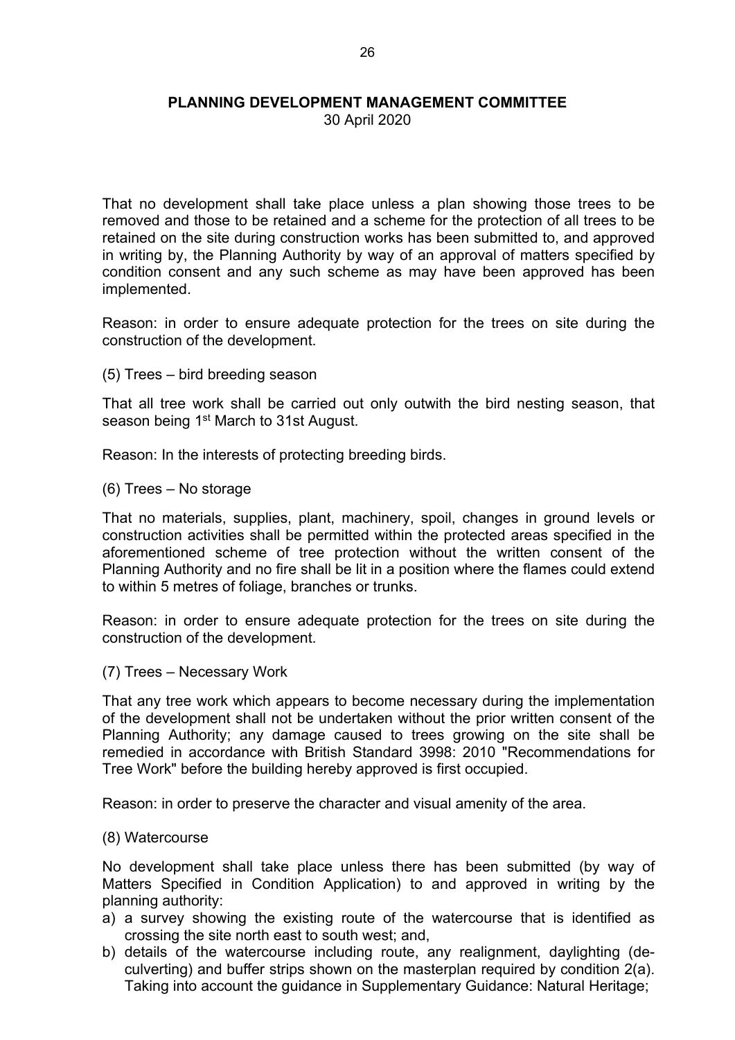That no development shall take place unless a plan showing those trees to be removed and those to be retained and a scheme for the protection of all trees to be retained on the site during construction works has been submitted to, and approved in writing by, the Planning Authority by way of an approval of matters specified by condition consent and any such scheme as may have been approved has been implemented.

Reason: in order to ensure adequate protection for the trees on site during the construction of the development.

(5) Trees – bird breeding season

That all tree work shall be carried out only outwith the bird nesting season, that season being 1st March to 31st August.

Reason: In the interests of protecting breeding birds.

(6) Trees – No storage

That no materials, supplies, plant, machinery, spoil, changes in ground levels or construction activities shall be permitted within the protected areas specified in the aforementioned scheme of tree protection without the written consent of the Planning Authority and no fire shall be lit in a position where the flames could extend to within 5 metres of foliage, branches or trunks.

Reason: in order to ensure adequate protection for the trees on site during the construction of the development.

(7) Trees – Necessary Work

That any tree work which appears to become necessary during the implementation of the development shall not be undertaken without the prior written consent of the Planning Authority; any damage caused to trees growing on the site shall be remedied in accordance with British Standard 3998: 2010 "Recommendations for Tree Work" before the building hereby approved is first occupied.

Reason: in order to preserve the character and visual amenity of the area.

(8) Watercourse

No development shall take place unless there has been submitted (by way of Matters Specified in Condition Application) to and approved in writing by the planning authority:

a) a survey showing the existing route of the watercourse that is identified as crossing the site north east to south west; and,
b) details of the watercourse including route, any realignment, daylighting (de-culverting) and buffer strips shown on the masterplan required by condition 2(a). Taking into account the guidance in Supplementary Guidance: Natural Heritage;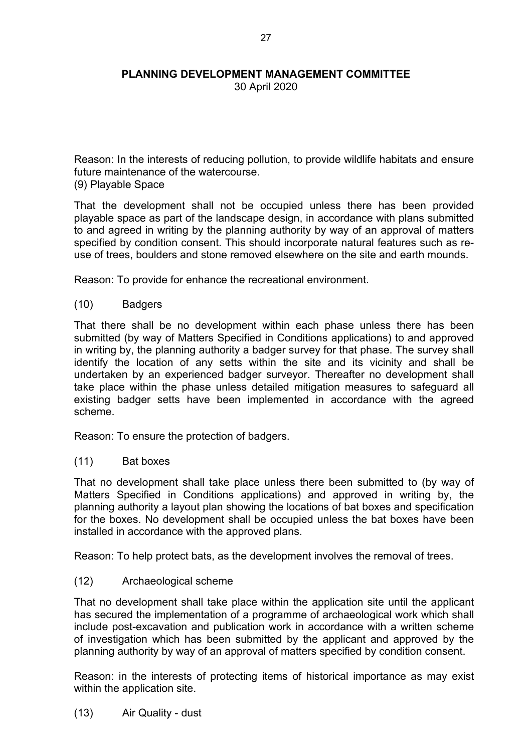Reason: In the interests of reducing pollution, to provide wildlife habitats and ensure future maintenance of the watercourse.

(9) Playable Space

That the development shall not be occupied unless there has been provided playable space as part of the landscape design, in accordance with plans submitted to and agreed in writing by the planning authority by way of an approval of matters specified by condition consent. This should incorporate natural features such as re-use of trees, boulders and stone removed elsewhere on the site and earth mounds.

Reason: To provide for enhance the recreational environment.

(10) Badgers

That there shall be no development within each phase unless there has been submitted (by way of Matters Specified in Conditions applications) to and approved in writing by, the planning authority a badger survey for that phase. The survey shall identify the location of any setts within the site and its vicinity and shall be undertaken by an experienced badger surveyor. Thereafter no development shall take place within the phase unless detailed mitigation measures to safeguard all existing badger setts have been implemented in accordance with the agreed scheme.

Reason: To ensure the protection of badgers.

(11) Bat boxes

That no development shall take place unless there been submitted to (by way of Matters Specified in Conditions applications) and approved in writing by, the planning authority a layout plan showing the locations of bat boxes and specification for the boxes. No development shall be occupied unless the bat boxes have been installed in accordance with the approved plans.

Reason: To help protect bats, as the development involves the removal of trees.

(12) Archaeological scheme

That no development shall take place within the application site until the applicant has secured the implementation of a programme of archaeological work which shall include post-excavation and publication work in accordance with a written scheme of investigation which has been submitted by the applicant and approved by the planning authority by way of an approval of matters specified by condition consent.

Reason: in the interests of protecting items of historical importance as may exist within the application site.

(13) Air Quality - dust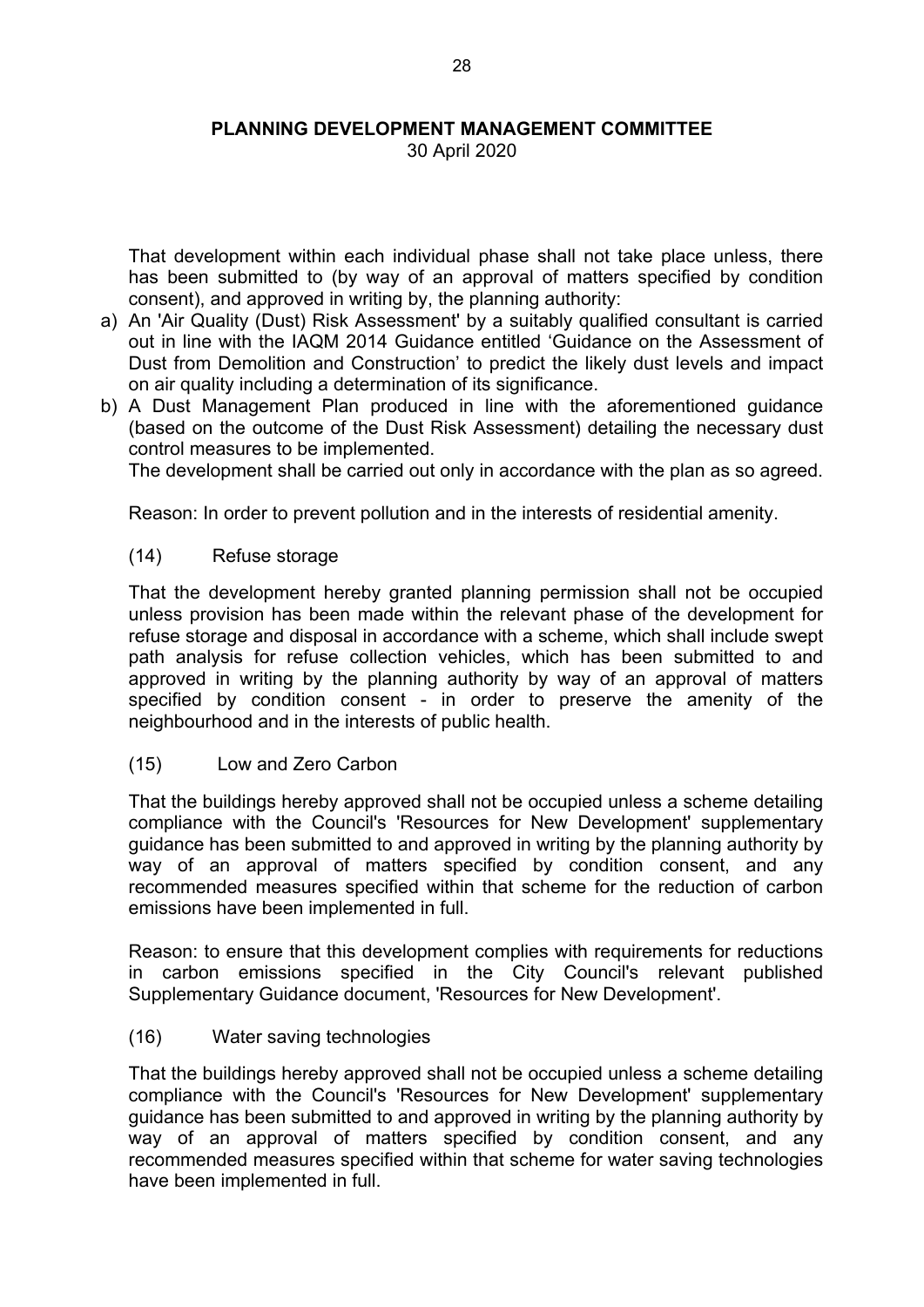That development within each individual phase shall not take place unless, there has been submitted to (by way of an approval of matters specified by condition consent), and approved in writing by, the planning authority:

a) An 'Air Quality (Dust) Risk Assessment' by a suitably qualified consultant is carried out in line with the IAQM 2014 Guidance entitled 'Guidance on the Assessment of Dust from Demolition and Construction' to predict the likely dust levels and impact on air quality including a determination of its significance.
b) A Dust Management Plan produced in line with the aforementioned guidance (based on the outcome of the Dust Risk Assessment) detailing the necessary dust control measures to be implemented.
The development shall be carried out only in accordance with the plan as so agreed.

Reason: In order to prevent pollution and in the interests of residential amenity.

(14) Refuse storage

That the development hereby granted planning permission shall not be occupied unless provision has been made within the relevant phase of the development for refuse storage and disposal in accordance with a scheme, which shall include swept path analysis for refuse collection vehicles, which has been submitted to and approved in writing by the planning authority by way of an approval of matters specified by condition consent - in order to preserve the amenity of the neighbourhood and in the interests of public health.

(15) Low and Zero Carbon

That the buildings hereby approved shall not be occupied unless a scheme detailing compliance with the Council's 'Resources for New Development' supplementary guidance has been submitted to and approved in writing by the planning authority by way of an approval of matters specified by condition consent, and any recommended measures specified within that scheme for the reduction of carbon emissions have been implemented in full.

Reason: to ensure that this development complies with requirements for reductions in carbon emissions specified in the City Council's relevant published Supplementary Guidance document, 'Resources for New Development'.

(16) Water saving technologies

That the buildings hereby approved shall not be occupied unless a scheme detailing compliance with the Council's 'Resources for New Development' supplementary guidance has been submitted to and approved in writing by the planning authority by way of an approval of matters specified by condition consent, and any recommended measures specified within that scheme for water saving technologies have been implemented in full.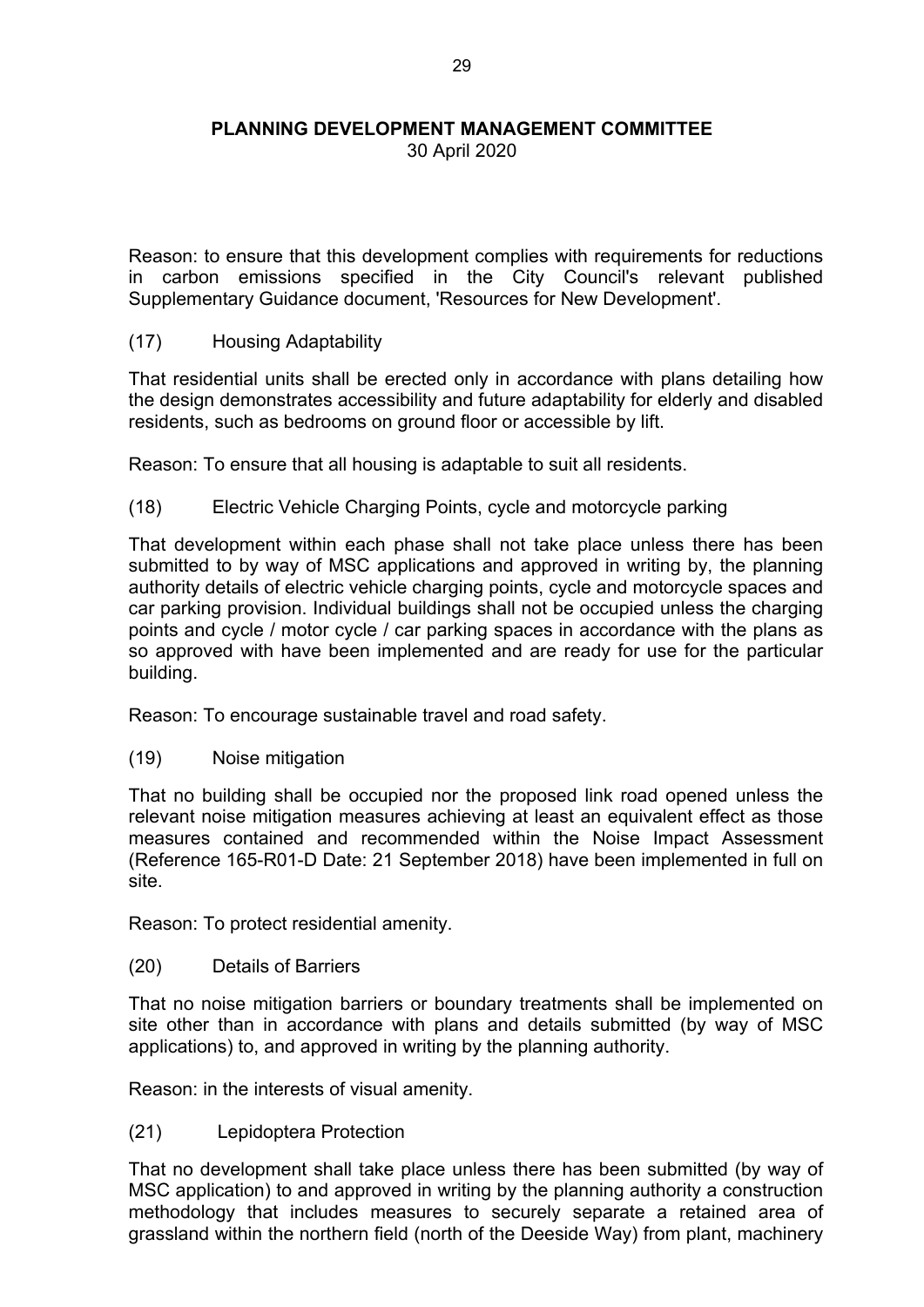Reason: to ensure that this development complies with requirements for reductions in carbon emissions specified in the City Council's relevant published Supplementary Guidance document, 'Resources for New Development'.

(17) Housing Adaptability

That residential units shall be erected only in accordance with plans detailing how the design demonstrates accessibility and future adaptability for elderly and disabled residents, such as bedrooms on ground floor or accessible by lift.

Reason: To ensure that all housing is adaptable to suit all residents.

(18) Electric Vehicle Charging Points, cycle and motorcycle parking

That development within each phase shall not take place unless there has been submitted to by way of MSC applications and approved in writing by, the planning authority details of electric vehicle charging points, cycle and motorcycle spaces and car parking provision. Individual buildings shall not be occupied unless the charging points and cycle / motor cycle / car parking spaces in accordance with the plans as so approved with have been implemented and are ready for use for the particular building.

Reason: To encourage sustainable travel and road safety.

(19) Noise mitigation

That no building shall be occupied nor the proposed link road opened unless the relevant noise mitigation measures achieving at least an equivalent effect as those measures contained and recommended within the Noise Impact Assessment (Reference 165-R01-D Date: 21 September 2018) have been implemented in full on site.

Reason: To protect residential amenity.

(20) Details of Barriers

That no noise mitigation barriers or boundary treatments shall be implemented on site other than in accordance with plans and details submitted (by way of MSC applications) to, and approved in writing by the planning authority.

Reason: in the interests of visual amenity.

(21) Lepidoptera Protection

That no development shall take place unless there has been submitted (by way of MSC application) to and approved in writing by the planning authority a construction methodology that includes measures to securely separate a retained area of grassland within the northern field (north of the Deeside Way) from plant, machinery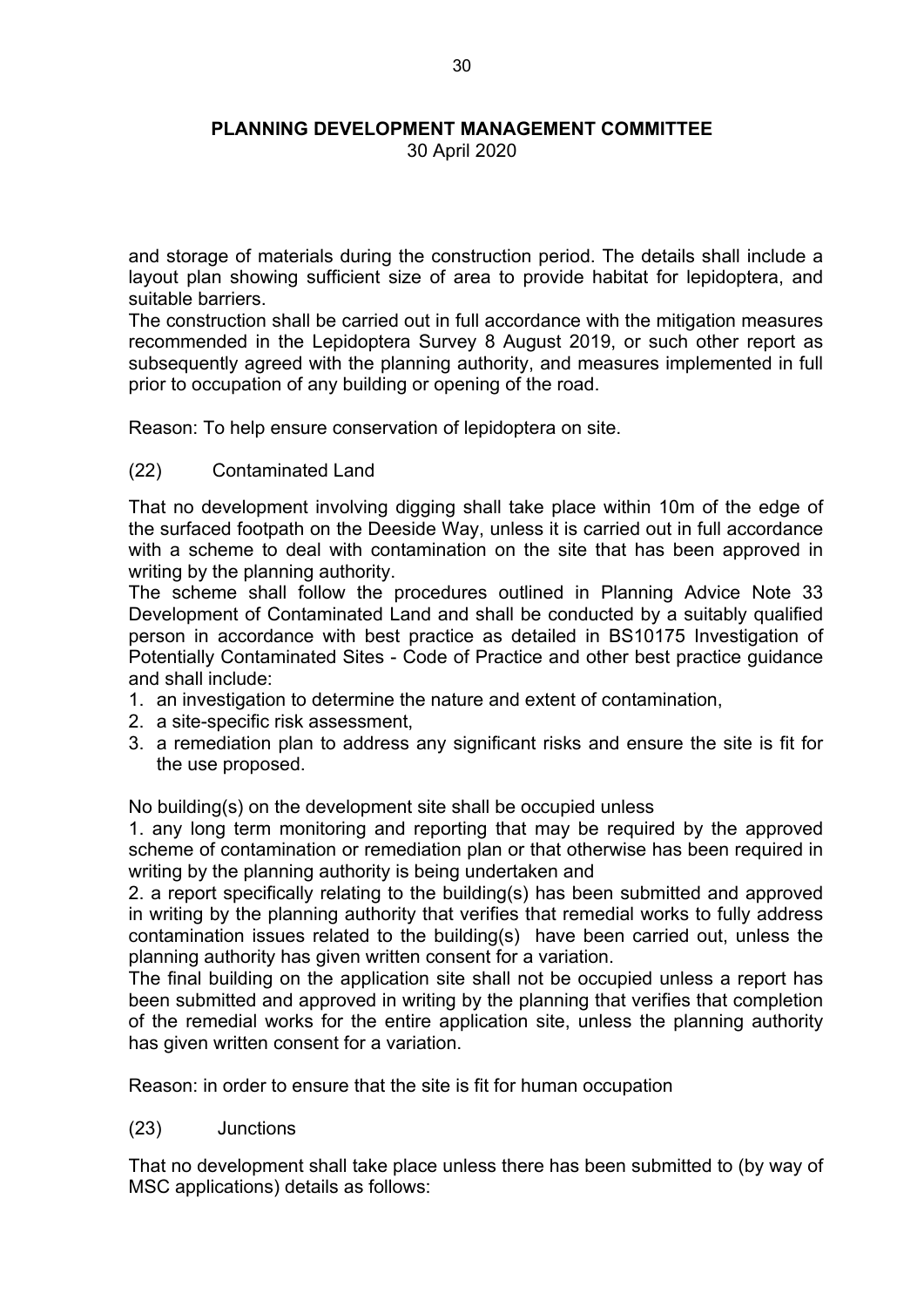and storage of materials during the construction period. The details shall include a layout plan showing sufficient size of area to provide habitat for lepidoptera, and suitable barriers.
The construction shall be carried out in full accordance with the mitigation measures recommended in the Lepidoptera Survey 8 August 2019, or such other report as subsequently agreed with the planning authority, and measures implemented in full prior to occupation of any building or opening of the road.

Reason: To help ensure conservation of lepidoptera on site.

(22) Contaminated Land

That no development involving digging shall take place within 10m of the edge of the surfaced footpath on the Deeside Way, unless it is carried out in full accordance with a scheme to deal with contamination on the site that has been approved in writing by the planning authority.
The scheme shall follow the procedures outlined in Planning Advice Note 33 Development of Contaminated Land and shall be conducted by a suitably qualified person in accordance with best practice as detailed in BS10175 Investigation of Potentially Contaminated Sites - Code of Practice and other best practice guidance and shall include:

1. an investigation to determine the nature and extent of contamination,
2. a site-specific risk assessment,
3. a remediation plan to address any significant risks and ensure the site is fit for the use proposed.

No building(s) on the development site shall be occupied unless

1. any long term monitoring and reporting that may be required by the approved scheme of contamination or remediation plan or that otherwise has been required in writing by the planning authority is being undertaken and
2. a report specifically relating to the building(s) has been submitted and approved in writing by the planning authority that verifies that remedial works to fully address contamination issues related to the building(s) have been carried out, unless the planning authority has given written consent for a variation.

The final building on the application site shall not be occupied unless a report has been submitted and approved in writing by the planning that verifies that completion of the remedial works for the entire application site, unless the planning authority has given written consent for a variation.

Reason: in order to ensure that the site is fit for human occupation

(23) Junctions

That no development shall take place unless there has been submitted to (by way of MSC applications) details as follows: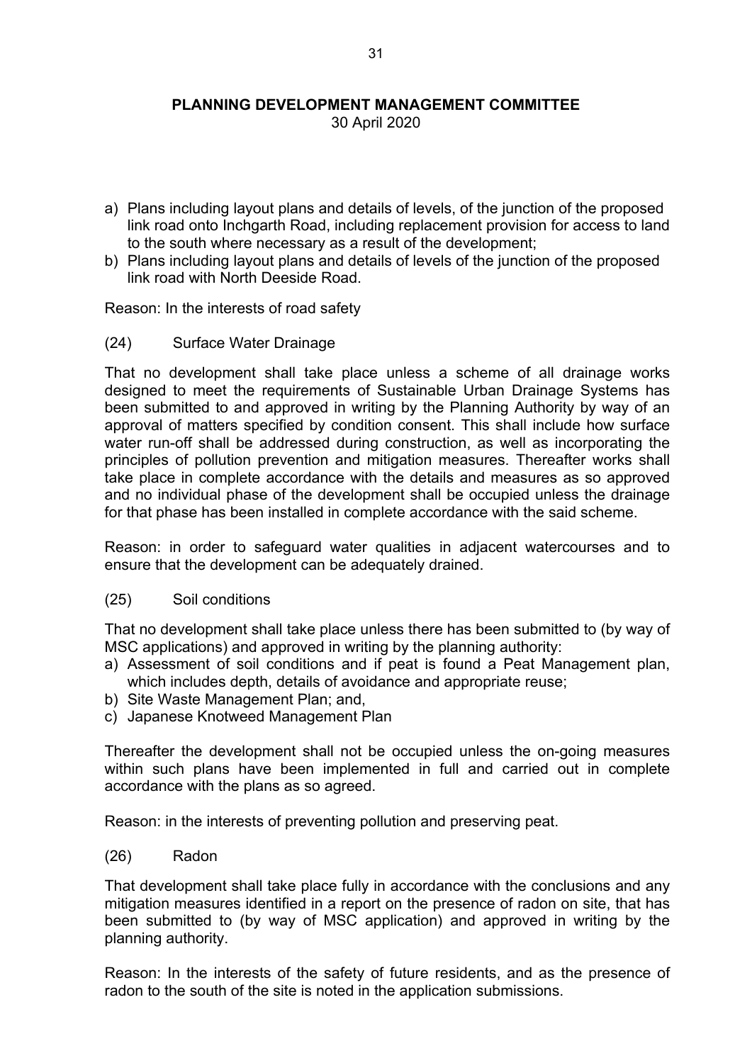a) Plans including layout plans and details of levels, of the junction of the proposed link road onto Inchgarth Road, including replacement provision for access to land to the south where necessary as a result of the development;
b) Plans including layout plans and details of levels of the junction of the proposed link road with North Deeside Road.

Reason: In the interests of road safety

(24) Surface Water Drainage

That no development shall take place unless a scheme of all drainage works designed to meet the requirements of Sustainable Urban Drainage Systems has been submitted to and approved in writing by the Planning Authority by way of an approval of matters specified by condition consent. This shall include how surface water run-off shall be addressed during construction, as well as incorporating the principles of pollution prevention and mitigation measures. Thereafter works shall take place in complete accordance with the details and measures as so approved and no individual phase of the development shall be occupied unless the drainage for that phase has been installed in complete accordance with the said scheme.

Reason: in order to safeguard water qualities in adjacent watercourses and to ensure that the development can be adequately drained.

(25) Soil conditions

That no development shall take place unless there has been submitted to (by way of MSC applications) and approved in writing by the planning authority:

a) Assessment of soil conditions and if peat is found a Peat Management plan, which includes depth, details of avoidance and appropriate reuse;
b) Site Waste Management Plan; and,
c) Japanese Knotweed Management Plan

Thereafter the development shall not be occupied unless the on-going measures within such plans have been implemented in full and carried out in complete accordance with the plans as so agreed.

Reason: in the interests of preventing pollution and preserving peat.

(26) Radon

That development shall take place fully in accordance with the conclusions and any mitigation measures identified in a report on the presence of radon on site, that has been submitted to (by way of MSC application) and approved in writing by the planning authority.

Reason: In the interests of the safety of future residents, and as the presence of radon to the south of the site is noted in the application submissions.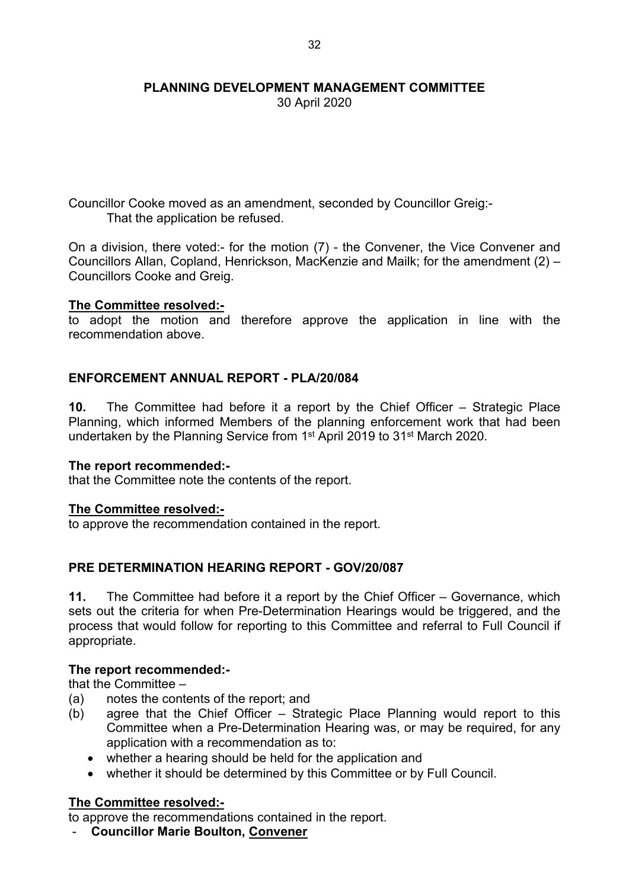**PLANNING DEVELOPMENT MANAGEMENT COMMITTEE**
30 April 2020

Councillor Cooke moved as an amendment, seconded by Councillor Greig:-
That the application be refused.

On a division, there voted:- for the motion (7) - the Convener, the Vice Convener and Councillors Allan, Copland, Henrickson, MacKenzie and Mailk; for the amendment (2) – Councillors Cooke and Greig.

**The Committee resolved:-**
to adopt the motion and therefore approve the application in line with the recommendation above.

## ENFORCEMENT ANNUAL REPORT - PLA/20/084

**10.** The Committee had before it a report by the Chief Officer – Strategic Place Planning, which informed Members of the planning enforcement work that had been undertaken by the Planning Service from 1st April 2019 to 31st March 2020.

**The report recommended:-**
that the Committee note the contents of the report.

**The Committee resolved:-**
to approve the recommendation contained in the report.

## PRE DETERMINATION HEARING REPORT - GOV/20/087

**11.** The Committee had before it a report by the Chief Officer – Governance, which sets out the criteria for when Pre-Determination Hearings would be triggered, and the process that would follow for reporting to this Committee and referral to Full Council if appropriate.

**The report recommended:-**
that the Committee –

(a) notes the contents of the report; and
(b) agree that the Chief Officer – Strategic Place Planning would report to this Committee when a Pre-Determination Hearing was, or may be required, for any application with a recommendation as to:
   - whether a hearing should be held for the application and
   - whether it should be determined by this Committee or by Full Council.

**The Committee resolved:-**
to approve the recommendations contained in the report.

- **Councillor Marie Boulton, Convener**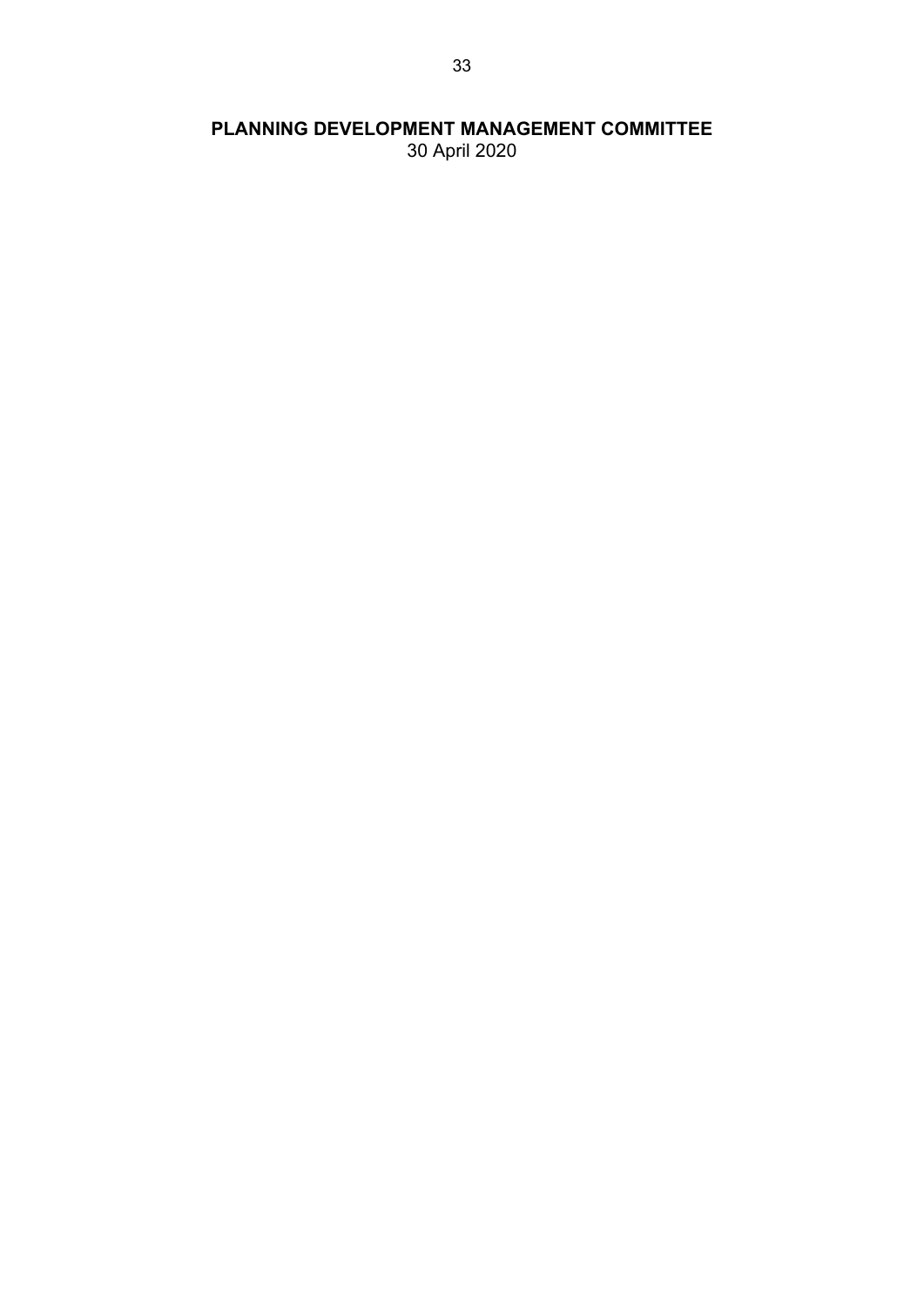**PLANNING DEVELOPMENT MANAGEMENT COMMITTEE**
30 April 2020